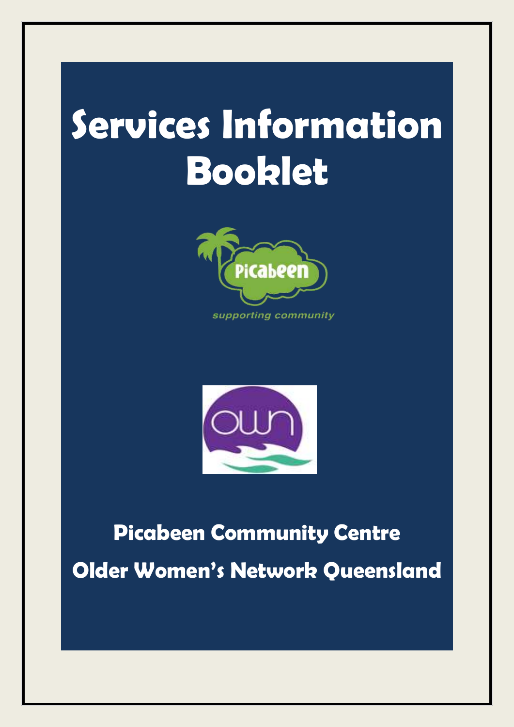# Services Information Booklet

supporting community

## Picabeen Community Centre

## Older Women's Network Queensland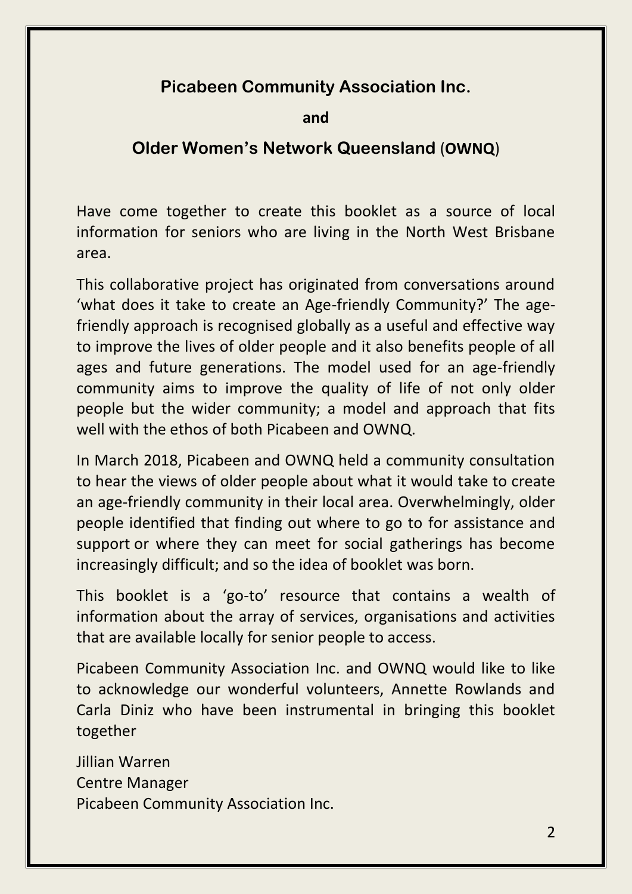**Picabeen Community Association Inc.**

**and**

**Older Women's Network Queensland (OWNQ)**

Have come together to create this booklet as a source of local information for seniors who are living in the North West Brisbane area.

This collaborative project has originated from conversations around 'what does it take to create an Age-friendly Community?' The age-friendly approach is recognised globally as a useful and effective way to improve the lives of older people and it also benefits people of all ages and future generations. The model used for an age-friendly community aims to improve the quality of life of not only older people but the wider community; a model and approach that fits well with the ethos of both Picabeen and OWNQ.

In March 2018, Picabeen and OWNQ held a community consultation to hear the views of older people about what it would take to create an age-friendly community in their local area. Overwhelmingly, older people identified that finding out where to go to for assistance and support or where they can meet for social gatherings has become increasingly difficult; and so the idea of booklet was born.

This booklet is a 'go-to' resource that contains a wealth of information about the array of services, organisations and activities that are available locally for senior people to access.

Picabeen Community Association Inc. and OWNQ would like to like to acknowledge our wonderful volunteers, Annette Rowlands and Carla Diniz who have been instrumental in bringing this booklet together

Jillian Warren
Centre Manager
Picabeen Community Association Inc.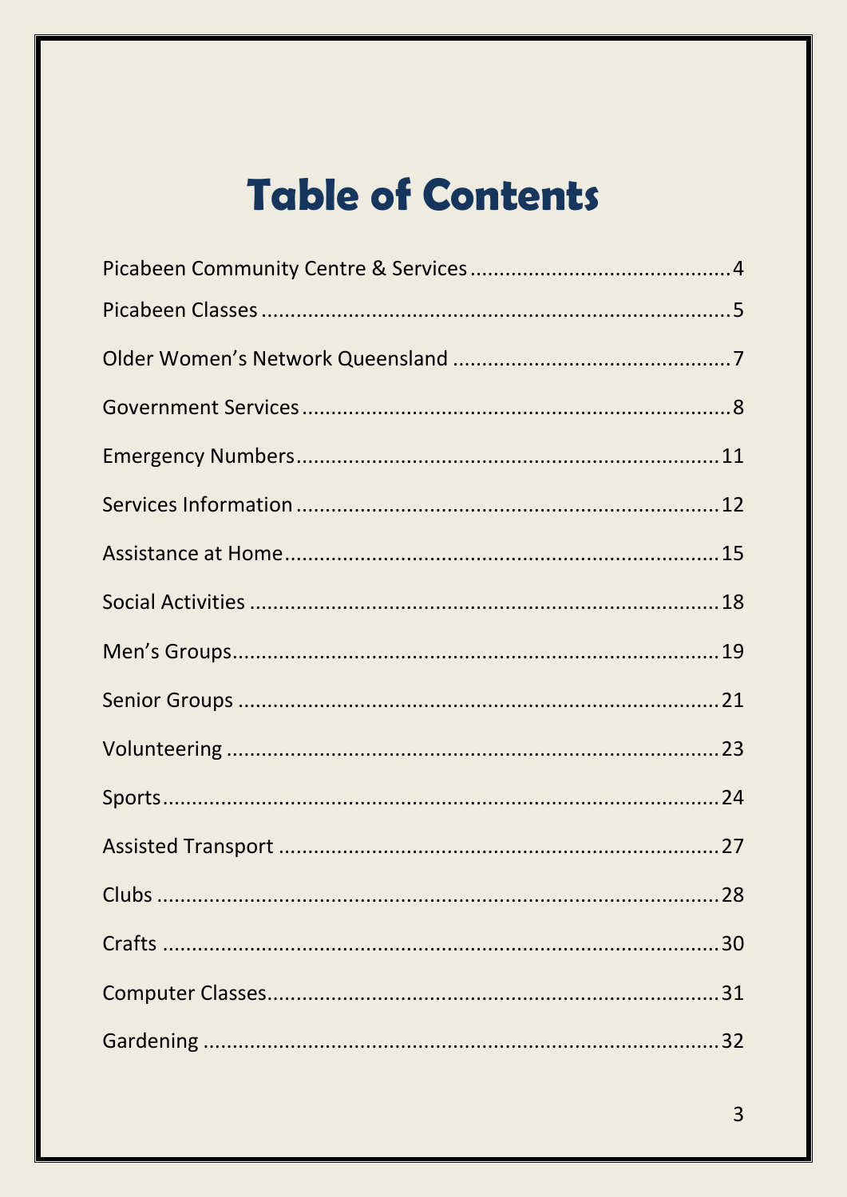# Table of Contents

Picabeen Community Centre & Services ............................................4

Picabeen Classes ...............................................................................5

Older Women's Network Queensland ...............................................7

Government Services ........................................................................8

Emergency Numbers ........................................................................11

Services Information .........................................................................12

Assistance at Home ...........................................................................15

Social Activities .................................................................................18

Men's Groups ....................................................................................19

Senior Groups ...................................................................................21

Volunteering ......................................................................................23

Sports .................................................................................................24

Assisted Transport ............................................................................27

Clubs ..................................................................................................28

Crafts .................................................................................................30

Computer Classes ..............................................................................31

Gardening ..........................................................................................32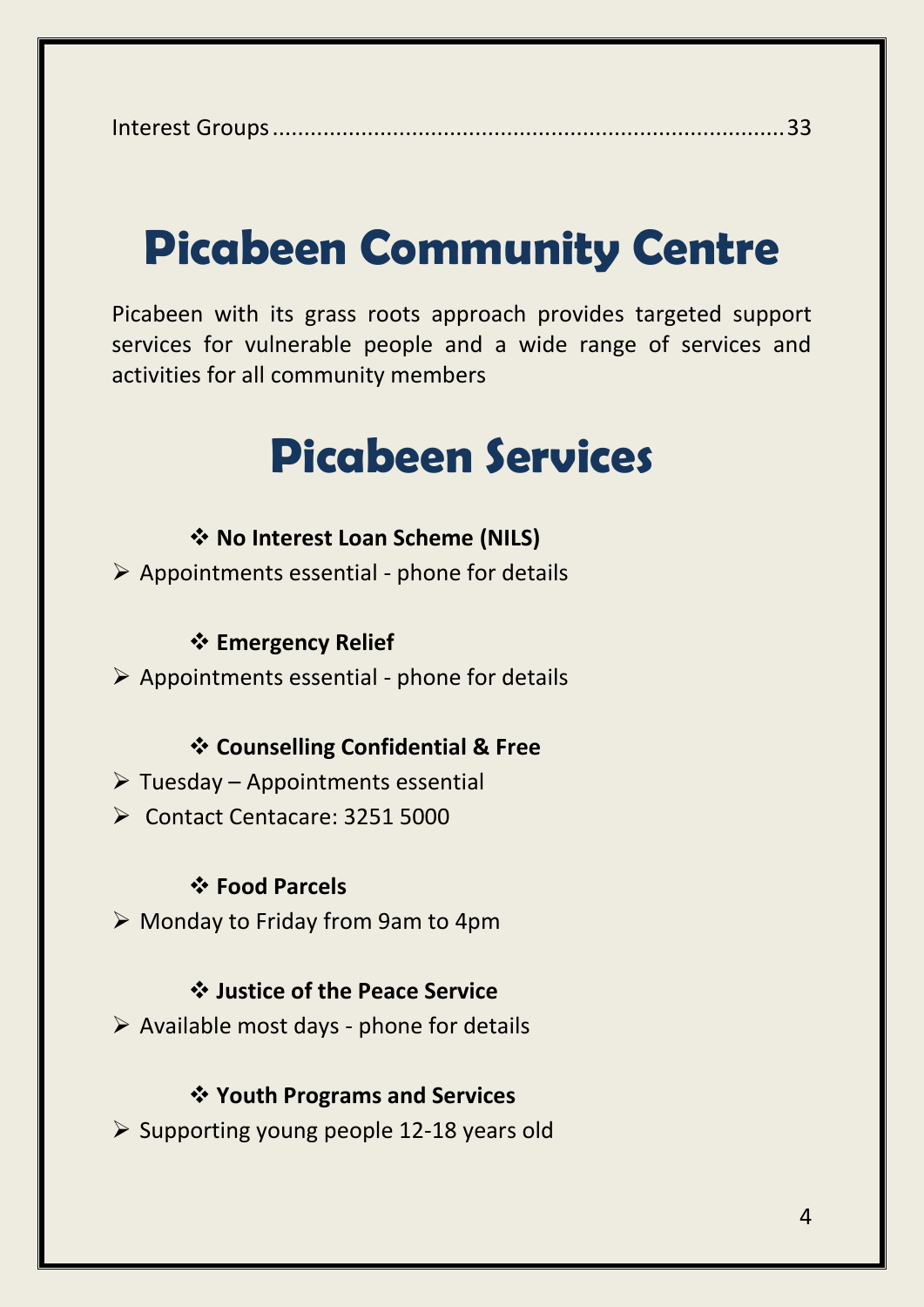Interest Groups......................................................................33

# Picabeen Community Centre

Picabeen with its grass roots approach provides targeted support services for vulnerable people and a wide range of services and activities for all community members

# Picabeen Services

- **No Interest Loan Scheme (NILS)**
  - Appointments essential - phone for details

- **Emergency Relief**
  - Appointments essential - phone for details

- **Counselling Confidential & Free**
  - Tuesday – Appointments essential
  - Contact Centacare: 3251 5000

- **Food Parcels**
  - Monday to Friday from 9am to 4pm

- **Justice of the Peace Service**
  - Available most days - phone for details

- **Youth Programs and Services**
  - Supporting young people 12-18 years old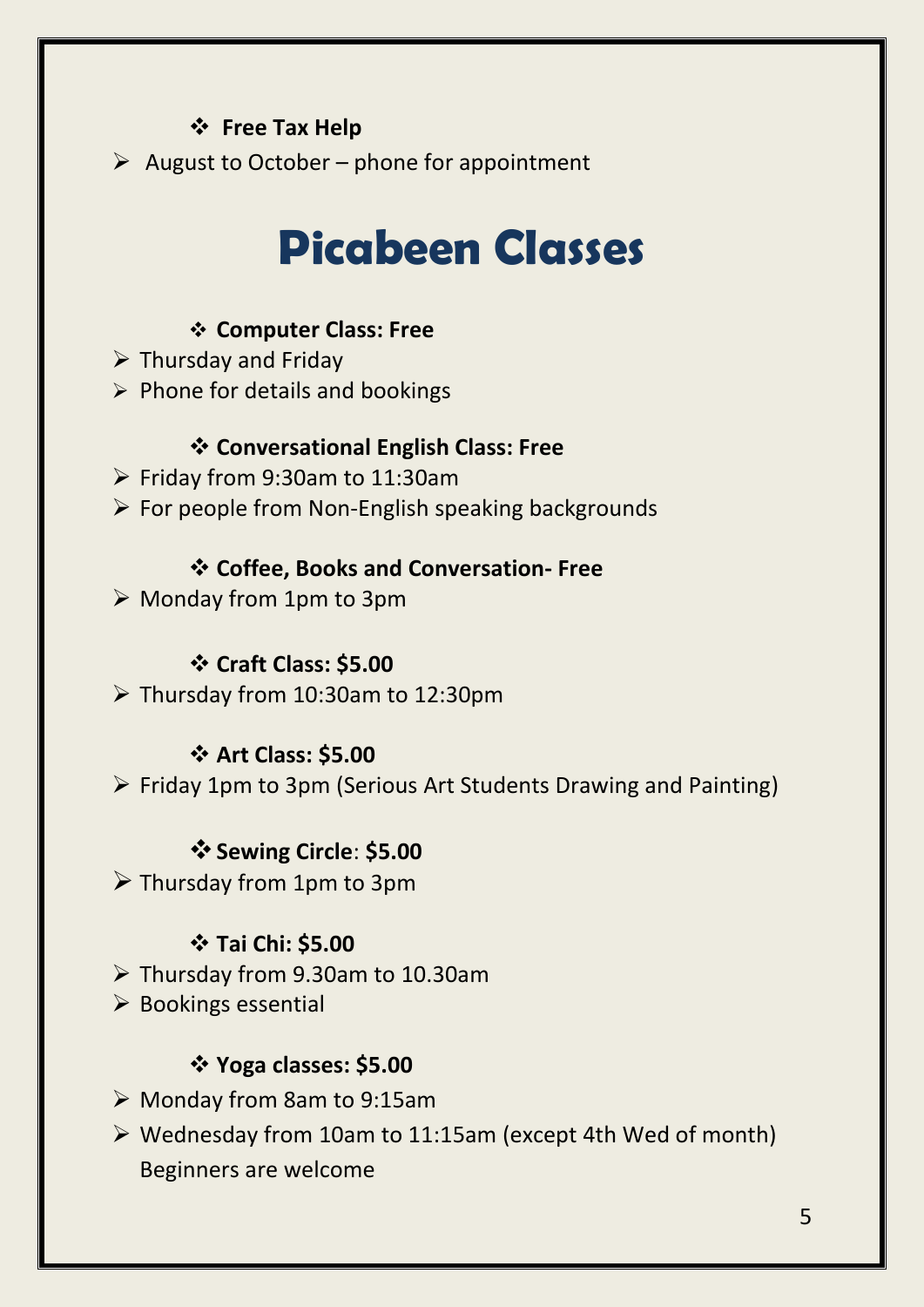- **Free Tax Help**

- August to October – phone for appointment

# Picabeen Classes

- **Computer Class: Free**

- Thursday and Friday
- Phone for details and bookings

- **Conversational English Class: Free**

- Friday from 9:30am to 11:30am
- For people from Non-English speaking backgrounds

- **Coffee, Books and Conversation- Free**

- Monday from 1pm to 3pm

- **Craft Class: $5.00**

- Thursday from 10:30am to 12:30pm

- **Art Class: $5.00**

- Friday 1pm to 3pm (Serious Art Students Drawing and Painting)

- **Sewing Circle**: **$5.00**

- Thursday from 1pm to 3pm

- **Tai Chi: $5.00**

- Thursday from 9.30am to 10.30am
- Bookings essential

- **Yoga classes: $5.00**

- Monday from 8am to 9:15am
- Wednesday from 10am to 11:15am (except 4th Wed of month) Beginners are welcome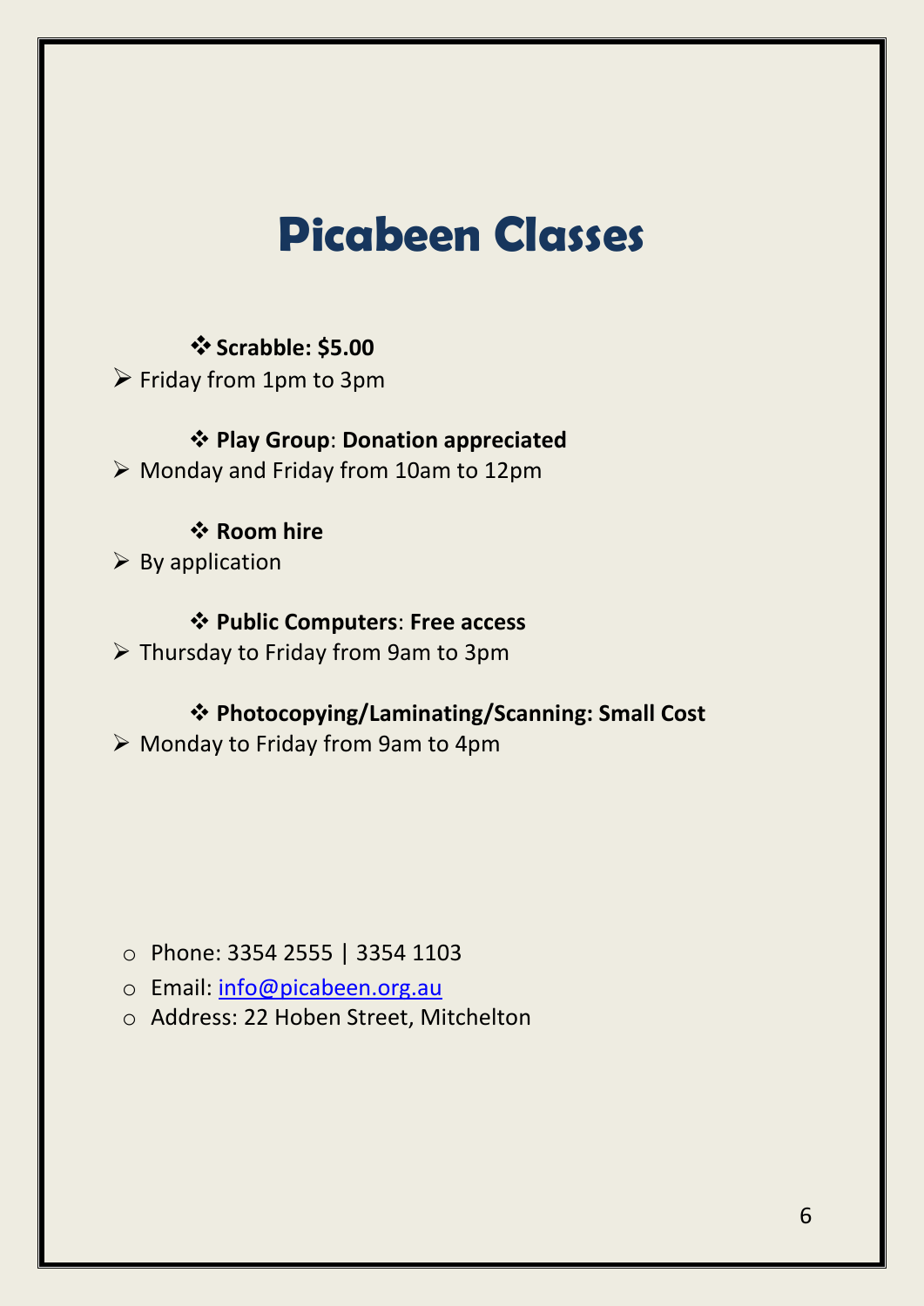# Picabeen Classes

- **Scrabble: $5.00**
  - Friday from 1pm to 3pm

- **Play Group**: **Donation appreciated**
  - Monday and Friday from 10am to 12pm

- **Room hire**
  - By application

- **Public Computers**: **Free access**
  - Thursday to Friday from 9am to 3pm

- **Photocopying/Laminating/Scanning: Small Cost**
  - Monday to Friday from 9am to 4pm

- Phone: 3354 2555 | 3354 1103
- Email: info@picabeen.org.au
- Address: 22 Hoben Street, Mitchelton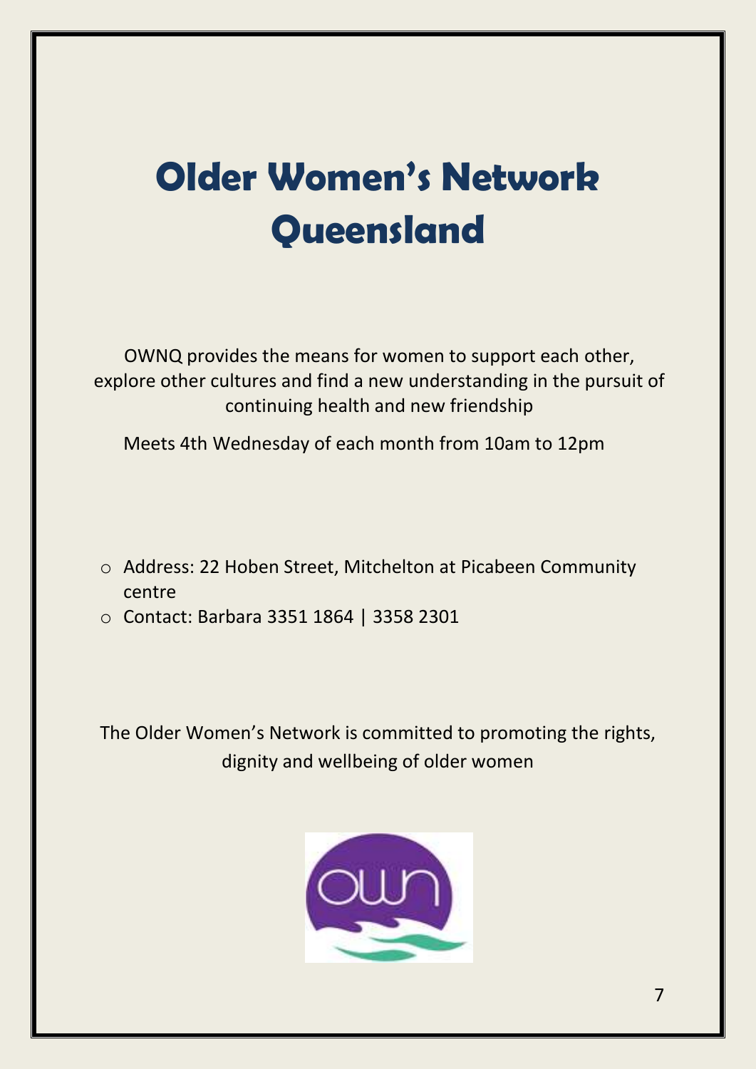# Older Women's Network Queensland

OWNQ provides the means for women to support each other, explore other cultures and find a new understanding in the pursuit of continuing health and new friendship

Meets 4th Wednesday of each month from 10am to 12pm

- Address: 22 Hoben Street, Mitchelton at Picabeen Community centre
- Contact: Barbara 3351 1864 | 3358 2301

The Older Women's Network is committed to promoting the rights, dignity and wellbeing of older women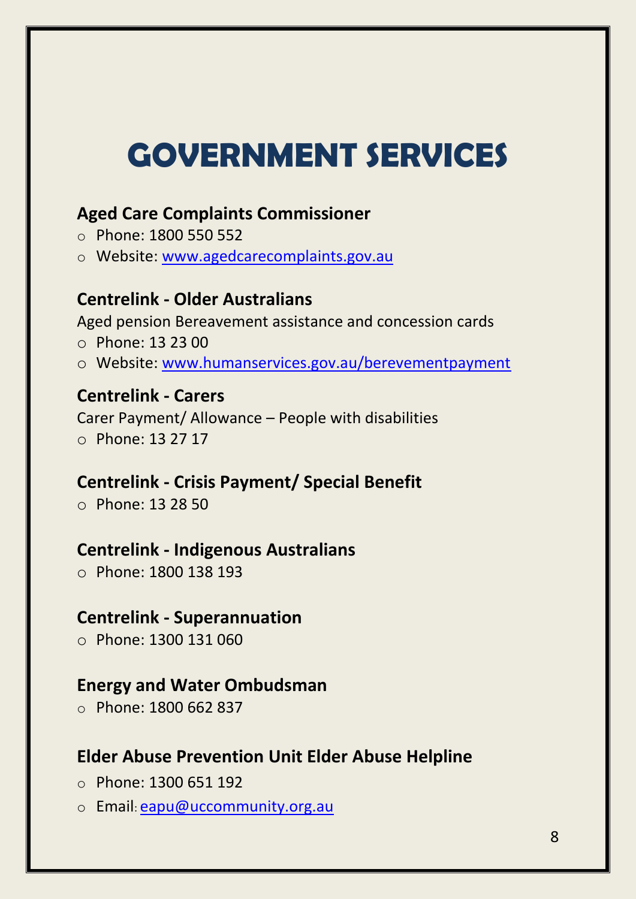# GOVERNMENT SERVICES

### Aged Care Complaints Commissioner

- Phone: 1800 550 552
- Website: www.agedcarecomplaints.gov.au

### Centrelink - Older Australians

Aged pension Bereavement assistance and concession cards

- Phone: 13 23 00
- Website: www.humanservices.gov.au/berevementpayment

### Centrelink - Carers

Carer Payment/ Allowance – People with disabilities

- Phone: 13 27 17

### Centrelink - Crisis Payment/ Special Benefit

- Phone: 13 28 50

### Centrelink - Indigenous Australians

- Phone: 1800 138 193

### Centrelink - Superannuation

- Phone: 1300 131 060

### Energy and Water Ombudsman

- Phone: 1800 662 837

### Elder Abuse Prevention Unit Elder Abuse Helpline

- Phone: 1300 651 192
- Email: eapu@uccommunity.org.au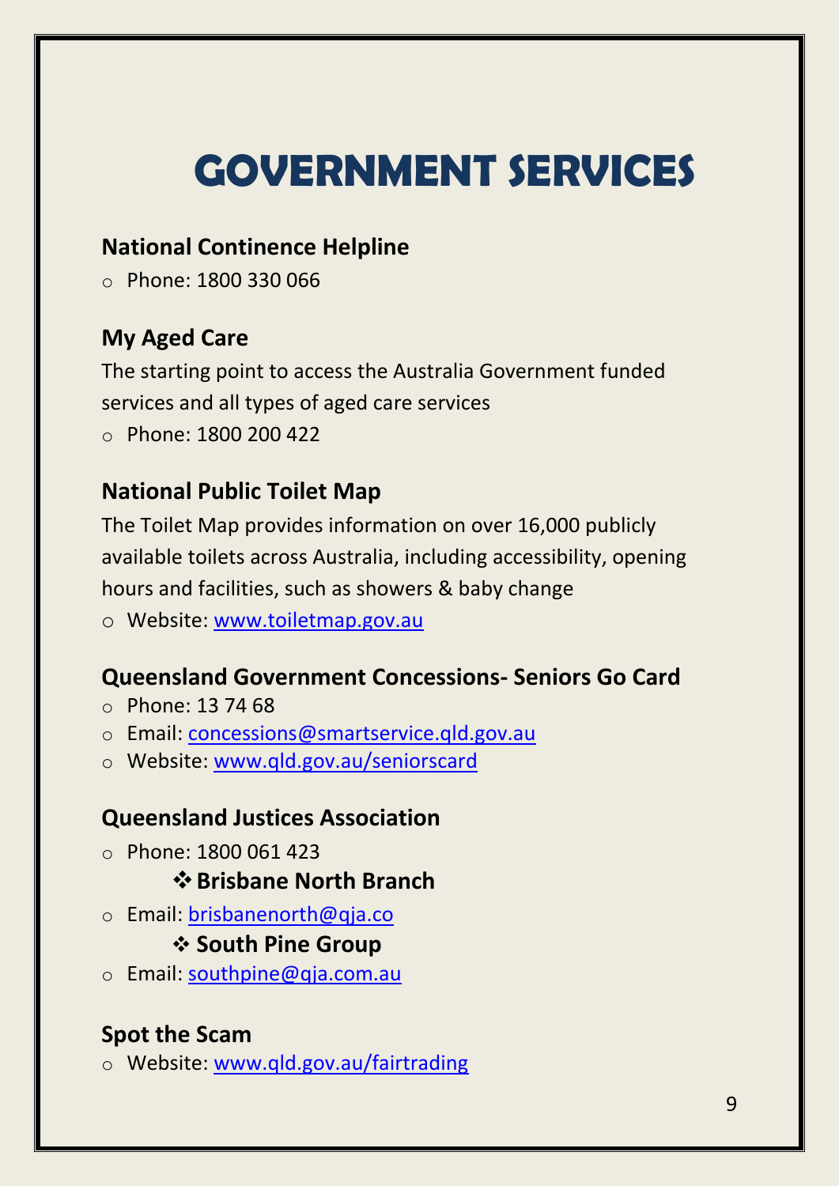# GOVERNMENT SERVICES

### National Continence Helpline

- Phone: 1800 330 066

### My Aged Care

The starting point to access the Australia Government funded services and all types of aged care services

- Phone: 1800 200 422

### National Public Toilet Map

The Toilet Map provides information on over 16,000 publicly available toilets across Australia, including accessibility, opening hours and facilities, such as showers & baby change

- Website: www.toiletmap.gov.au

### Queensland Government Concessions- Seniors Go Card

- Phone: 13 74 68
- Email: concessions@smartservice.qld.gov.au
- Website: www.qld.gov.au/seniorscard

### Queensland Justices Association

- Phone: 1800 061 423

❖ **Brisbane North Branch**

- Email: brisbanenorth@qja.co

❖ **South Pine Group**

- Email: southpine@qja.com.au

### Spot the Scam

- Website: www.qld.gov.au/fairtrading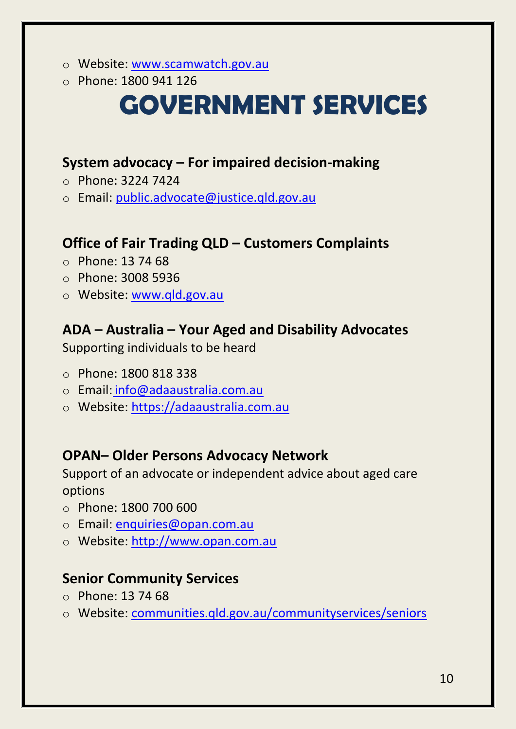- Website: www.scamwatch.gov.au
- Phone: 1800 941 126

# GOVERNMENT SERVICES

### System advocacy – For impaired decision-making

- Phone: 3224 7424
- Email: public.advocate@justice.qld.gov.au

### Office of Fair Trading QLD – Customers Complaints

- Phone: 13 74 68
- Phone: 3008 5936
- Website: www.qld.gov.au

### ADA – Australia – Your Aged and Disability Advocates

Supporting individuals to be heard

- Phone: 1800 818 338
- Email: info@adaaustralia.com.au
- Website: https://adaaustralia.com.au

### OPAN– Older Persons Advocacy Network

Support of an advocate or independent advice about aged care options

- Phone: 1800 700 600
- Email: enquiries@opan.com.au
- Website: http://www.opan.com.au

### Senior Community Services

- Phone: 13 74 68
- Website: communities.qld.gov.au/communityservices/seniors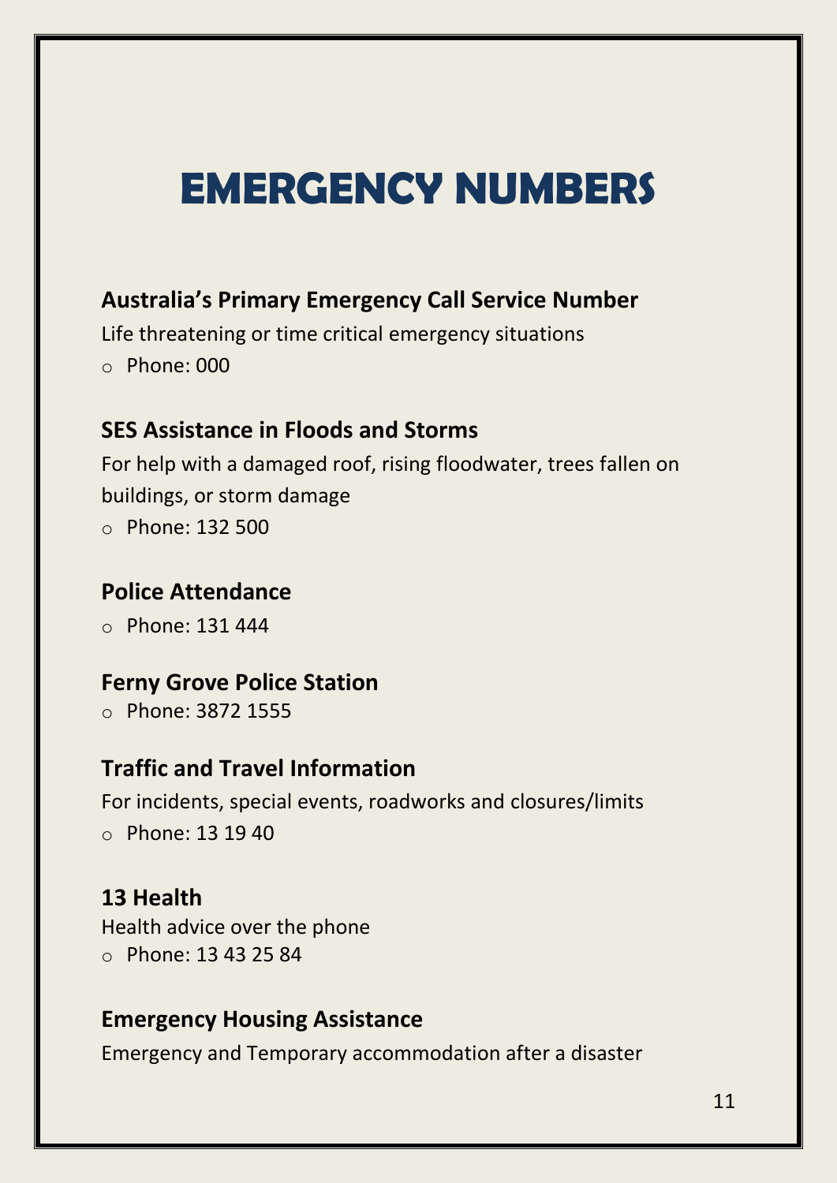# EMERGENCY NUMBERS

**Australia's Primary Emergency Call Service Number**

Life threatening or time critical emergency situations

- Phone: 000

**SES Assistance in Floods and Storms**

For help with a damaged roof, rising floodwater, trees fallen on buildings, or storm damage

- Phone: 132 500

**Police Attendance**

- Phone: 131 444

**Ferny Grove Police Station**

- Phone: 3872 1555

**Traffic and Travel Information**

For incidents, special events, roadworks and closures/limits

- Phone: 13 19 40

**13 Health**

Health advice over the phone

- Phone: 13 43 25 84

**Emergency Housing Assistance**

Emergency and Temporary accommodation after a disaster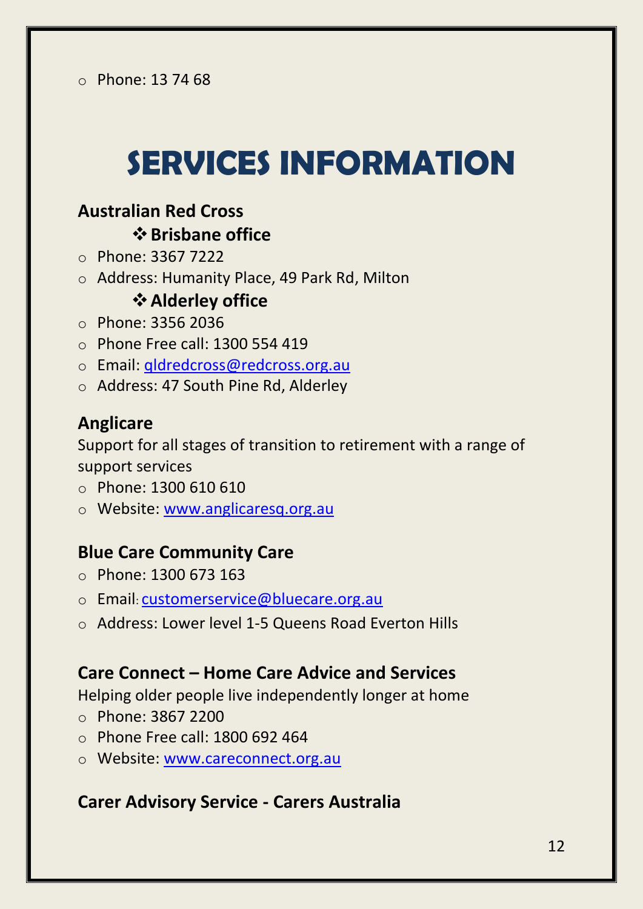- Phone: 13 74 68

# SERVICES INFORMATION

## Australian Red Cross

### ❖ Brisbane office

- Phone: 3367 7222
- Address: Humanity Place, 49 Park Rd, Milton

### ❖ Alderley office

- Phone: 3356 2036
- Phone Free call: 1300 554 419
- Email: qldredcross@redcross.org.au
- Address: 47 South Pine Rd, Alderley

## Anglicare

Support for all stages of transition to retirement with a range of support services

- Phone: 1300 610 610
- Website: www.anglicaresq.org.au

## Blue Care Community Care

- Phone: 1300 673 163
- Email: customerservice@bluecare.org.au
- Address: Lower level 1-5 Queens Road Everton Hills

## Care Connect – Home Care Advice and Services

Helping older people live independently longer at home

- Phone: 3867 2200
- Phone Free call: 1800 692 464
- Website: www.careconnect.org.au

## Carer Advisory Service - Carers Australia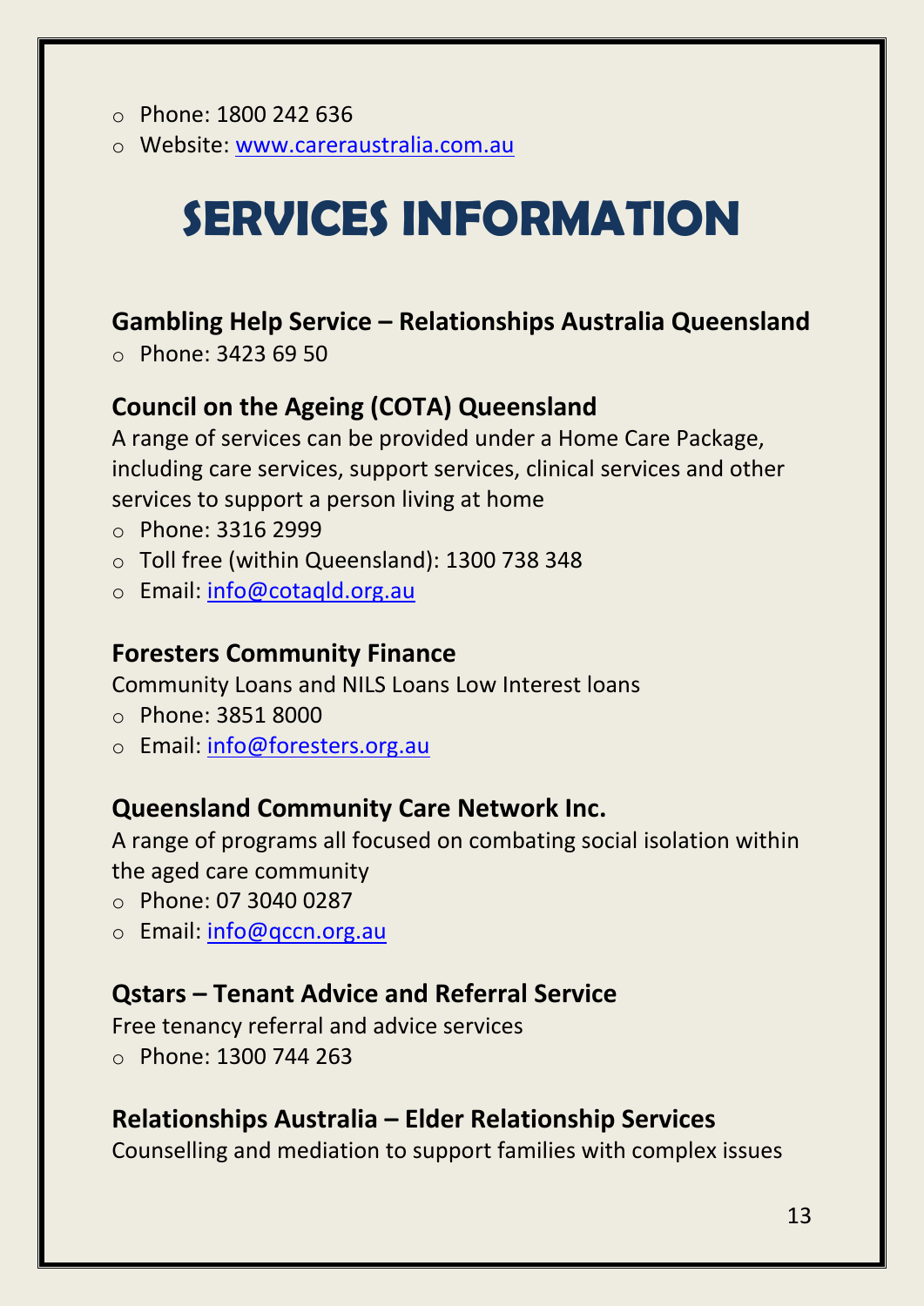- Phone: 1800 242 636
- Website: [www.careraustralia.com.au](http://www.careraustralia.com.au)

# SERVICES INFORMATION

### Gambling Help Service – Relationships Australia Queensland

- Phone: 3423 69 50

### Council on the Ageing (COTA) Queensland

A range of services can be provided under a Home Care Package, including care services, support services, clinical services and other services to support a person living at home

- Phone: 3316 2999
- Toll free (within Queensland): 1300 738 348
- Email: [info@cotaqld.org.au](mailto:info@cotaqld.org.au)

### Foresters Community Finance

Community Loans and NILS Loans Low Interest loans

- Phone: 3851 8000
- Email: [info@foresters.org.au](mailto:info@foresters.org.au)

### Queensland Community Care Network Inc.

A range of programs all focused on combating social isolation within the aged care community

- Phone: 07 3040 0287
- Email: [info@qccn.org.au](mailto:info@qccn.org.au)

### Qstars – Tenant Advice and Referral Service

Free tenancy referral and advice services

- Phone: 1300 744 263

### Relationships Australia – Elder Relationship Services

Counselling and mediation to support families with complex issues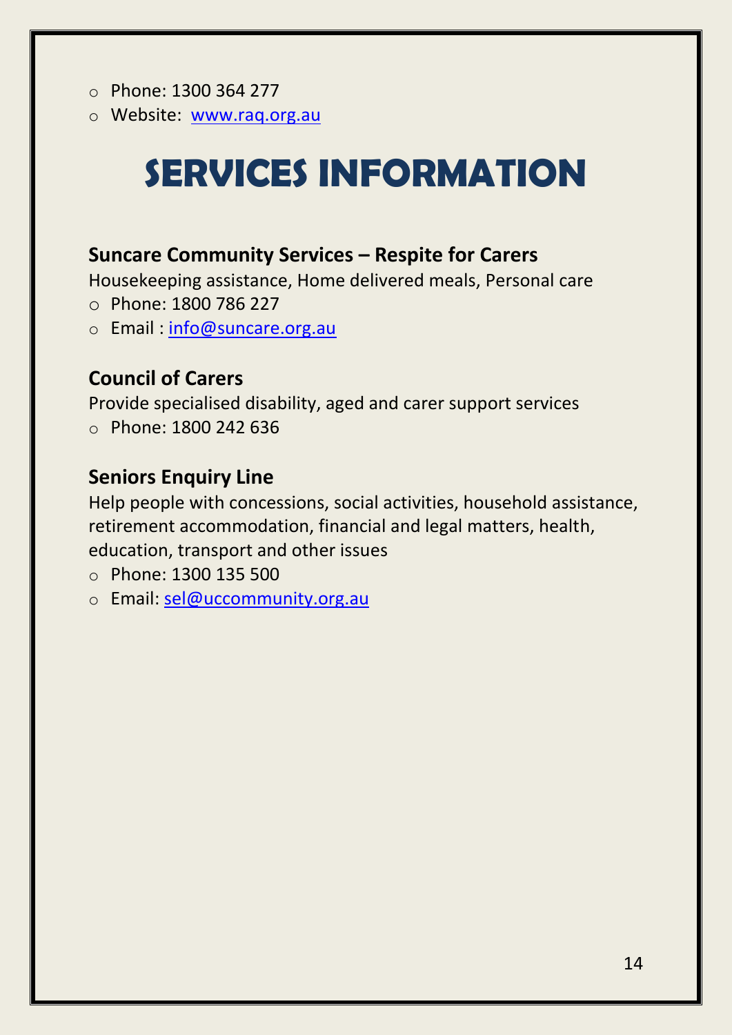- Phone: 1300 364 277
- Website: www.raq.org.au

# SERVICES INFORMATION

### Suncare Community Services – Respite for Carers

Housekeeping assistance, Home delivered meals, Personal care

- Phone: 1800 786 227
- Email : info@suncare.org.au

### Council of Carers

Provide specialised disability, aged and carer support services

- Phone: 1800 242 636

### Seniors Enquiry Line

Help people with concessions, social activities, household assistance, retirement accommodation, financial and legal matters, health, education, transport and other issues

- Phone: 1300 135 500
- Email: sel@uccommunity.org.au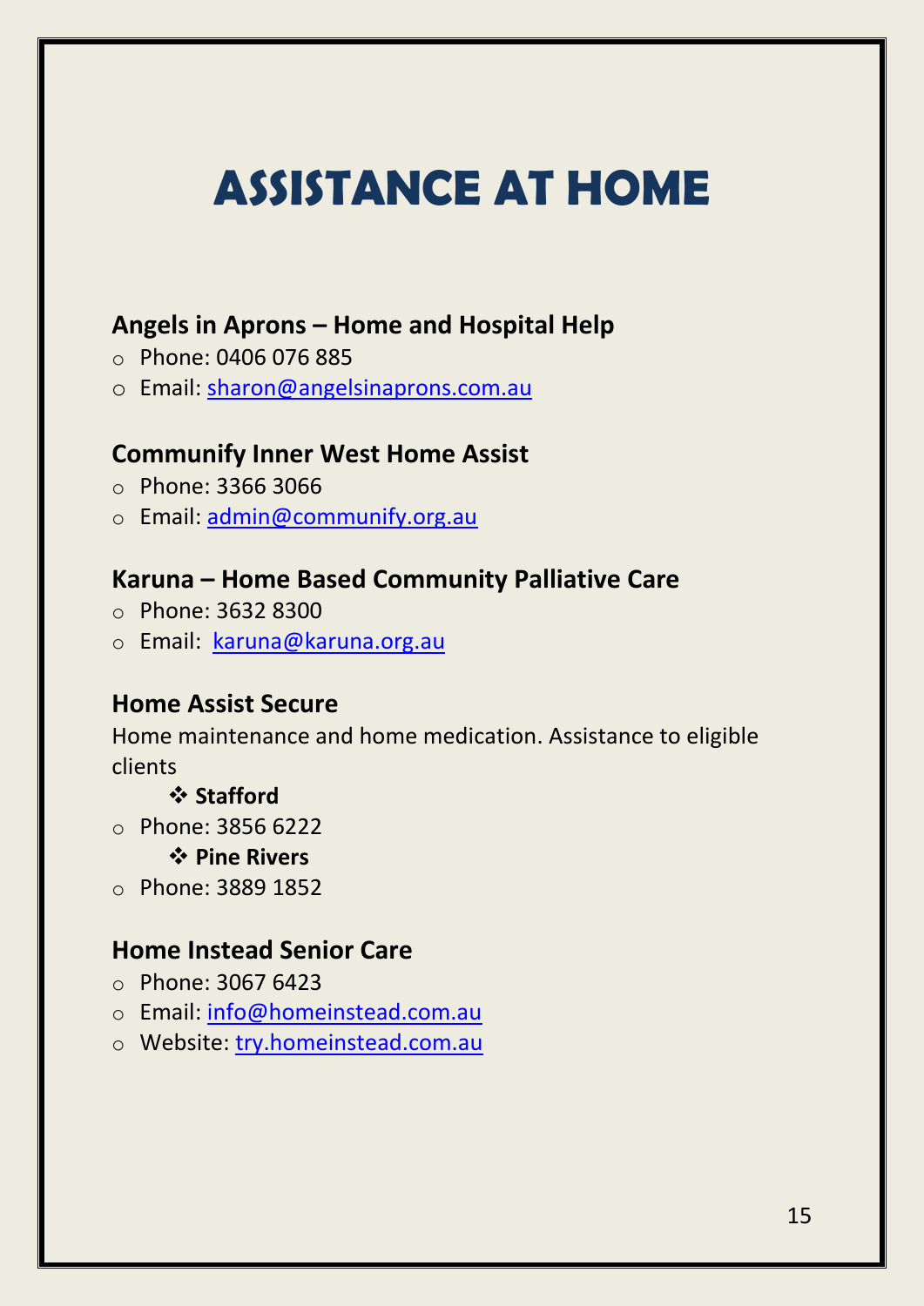# ASSISTANCE AT HOME

## Angels in Aprons – Home and Hospital Help

- Phone: 0406 076 885
- Email: [sharon@angelsinaprons.com.au](mailto:sharon@angelsinaprons.com.au)

## Communify Inner West Home Assist

- Phone: 3366 3066
- Email: [admin@communify.org.au](mailto:admin@communify.org.au)

## Karuna – Home Based Community Palliative Care

- Phone: 3632 8300
- Email: [karuna@karuna.org.au](mailto:karuna@karuna.org.au)

## Home Assist Secure

Home maintenance and home medication. Assistance to eligible clients

❖ **Stafford**

- Phone: 3856 6222

❖ **Pine Rivers**

- Phone: 3889 1852

## Home Instead Senior Care

- Phone: 3067 6423
- Email: [info@homeinstead.com.au](mailto:info@homeinstead.com.au)
- Website: [try.homeinstead.com.au](http://try.homeinstead.com.au)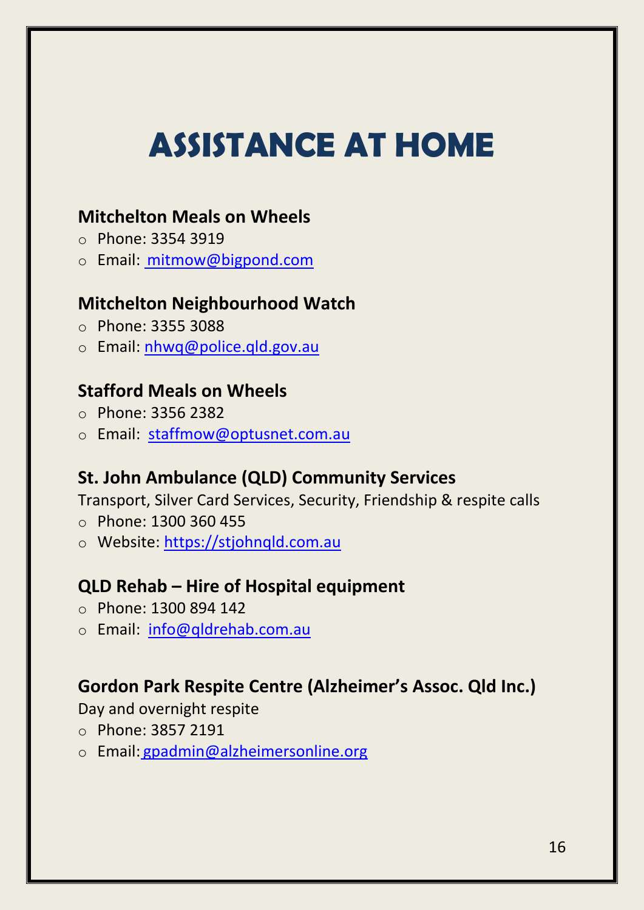# ASSISTANCE AT HOME

### Mitchelton Meals on Wheels

- Phone: 3354 3919
- Email: mitmow@bigpond.com

### Mitchelton Neighbourhood Watch

- Phone: 3355 3088
- Email: nhwq@police.qld.gov.au

### Stafford Meals on Wheels

- Phone: 3356 2382
- Email: staffmow@optusnet.com.au

### St. John Ambulance (QLD) Community Services

Transport, Silver Card Services, Security, Friendship & respite calls

- Phone: 1300 360 455
- Website: https://stjohnqld.com.au

### QLD Rehab – Hire of Hospital equipment

- Phone: 1300 894 142
- Email: info@qldrehab.com.au

### Gordon Park Respite Centre (Alzheimer's Assoc. Qld Inc.)

Day and overnight respite

- Phone: 3857 2191
- Email: gpadmin@alzheimersonline.org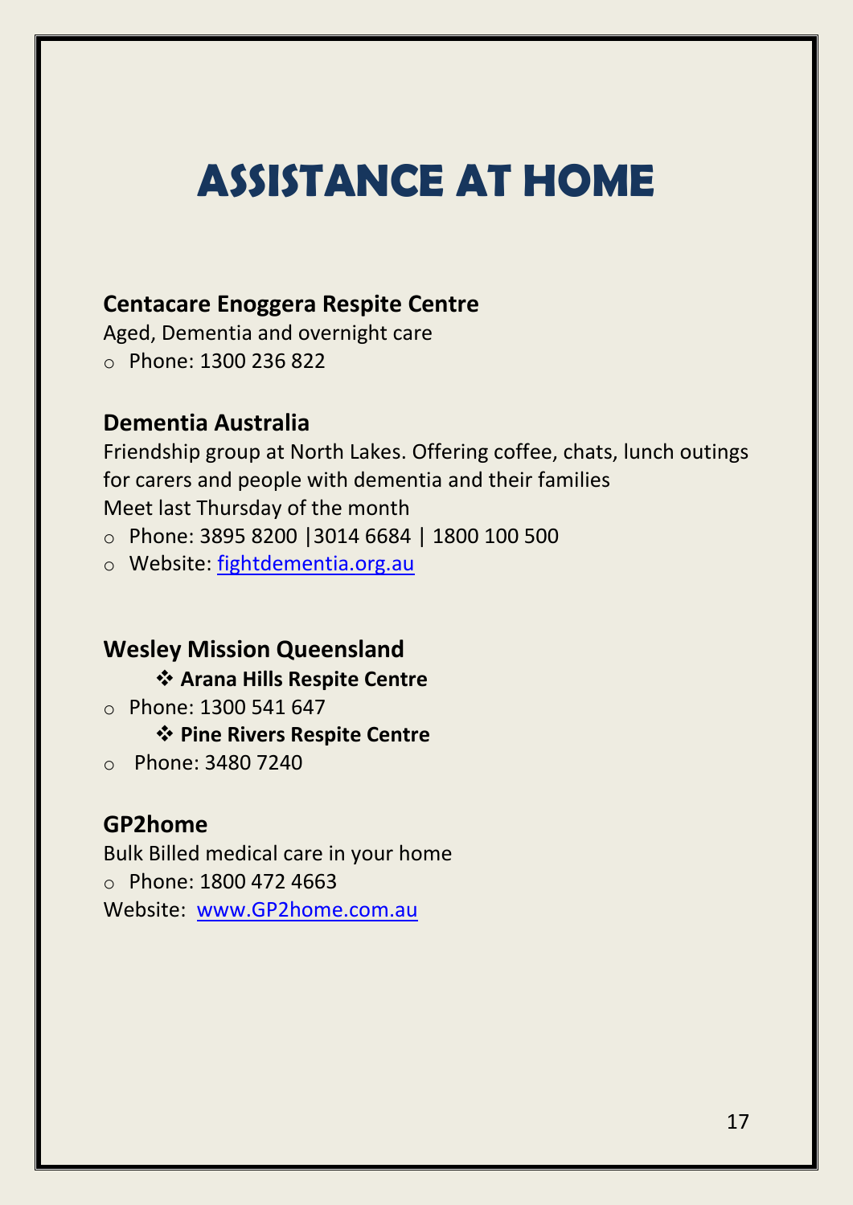# ASSISTANCE AT HOME

### Centacare Enoggera Respite Centre

Aged, Dementia and overnight care

- Phone: 1300 236 822

### Dementia Australia

Friendship group at North Lakes. Offering coffee, chats, lunch outings for carers and people with dementia and their families

Meet last Thursday of the month

- Phone: 3895 8200 |3014 6684 | 1800 100 500
- Website: fightdementia.org.au

### Wesley Mission Queensland

- **Arana Hills Respite Centre**
  - Phone: 1300 541 647
- **Pine Rivers Respite Centre**
  - Phone: 3480 7240

### GP2home

Bulk Billed medical care in your home

- Phone: 1800 472 4663

Website: www.GP2home.com.au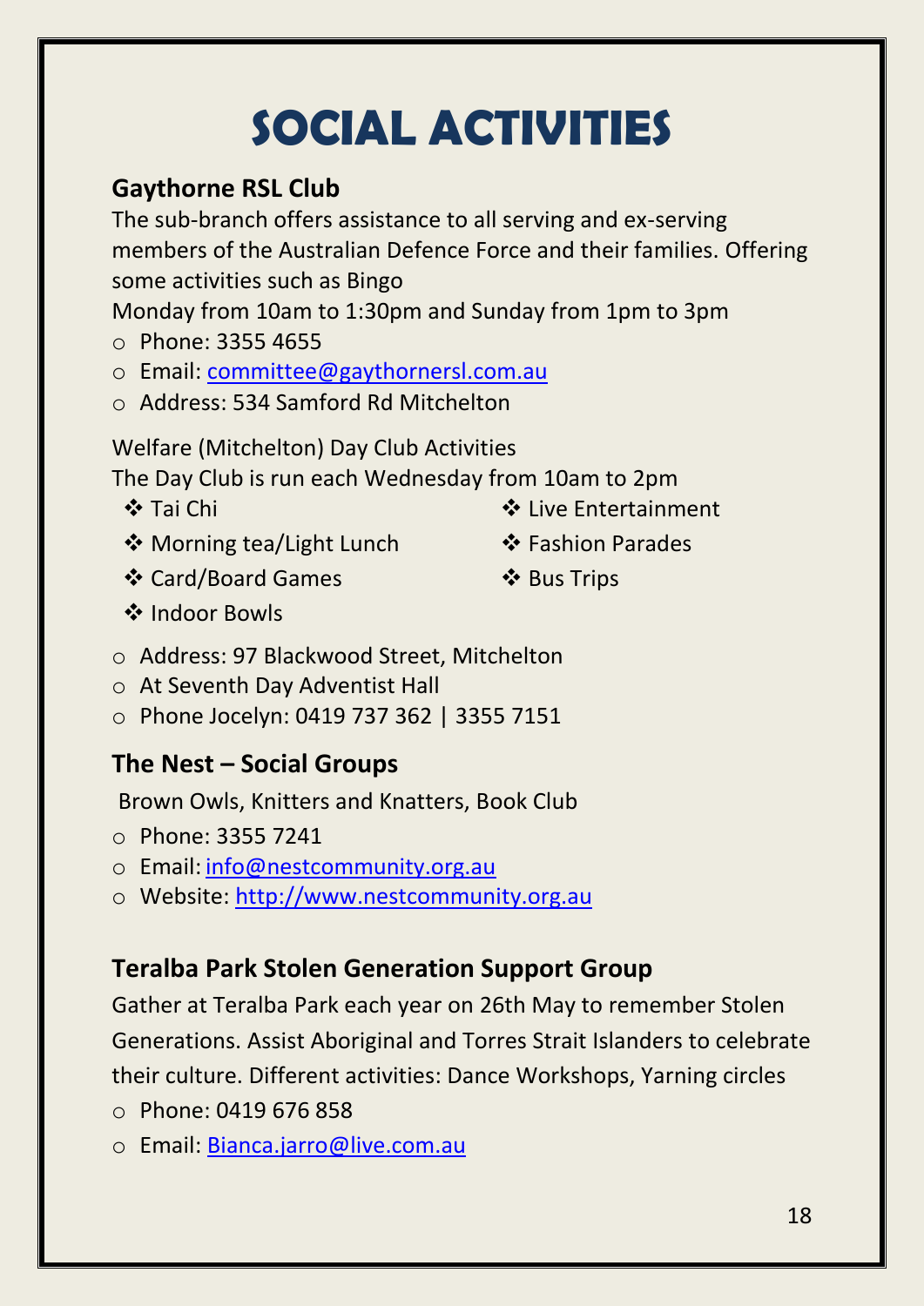# SOCIAL ACTIVITIES

## Gaythorne RSL Club

The sub-branch offers assistance to all serving and ex-serving members of the Australian Defence Force and their families. Offering some activities such as Bingo

Monday from 10am to 1:30pm and Sunday from 1pm to 3pm

- Phone: 3355 4655
- Email: committee@gaythornersl.com.au
- Address: 534 Samford Rd Mitchelton

Welfare (Mitchelton) Day Club Activities

The Day Club is run each Wednesday from 10am to 2pm

- Tai Chi
- Morning tea/Light Lunch
- Card/Board Games
- Indoor Bowls
- Live Entertainment
- Fashion Parades
- Bus Trips

- Address: 97 Blackwood Street, Mitchelton
- At Seventh Day Adventist Hall
- Phone Jocelyn: 0419 737 362 | 3355 7151

## The Nest – Social Groups

Brown Owls, Knitters and Knatters, Book Club

- Phone: 3355 7241
- Email: info@nestcommunity.org.au
- Website: http://www.nestcommunity.org.au

## Teralba Park Stolen Generation Support Group

Gather at Teralba Park each year on 26th May to remember Stolen Generations. Assist Aboriginal and Torres Strait Islanders to celebrate their culture. Different activities: Dance Workshops, Yarning circles

- Phone: 0419 676 858
- Email: Bianca.jarro@live.com.au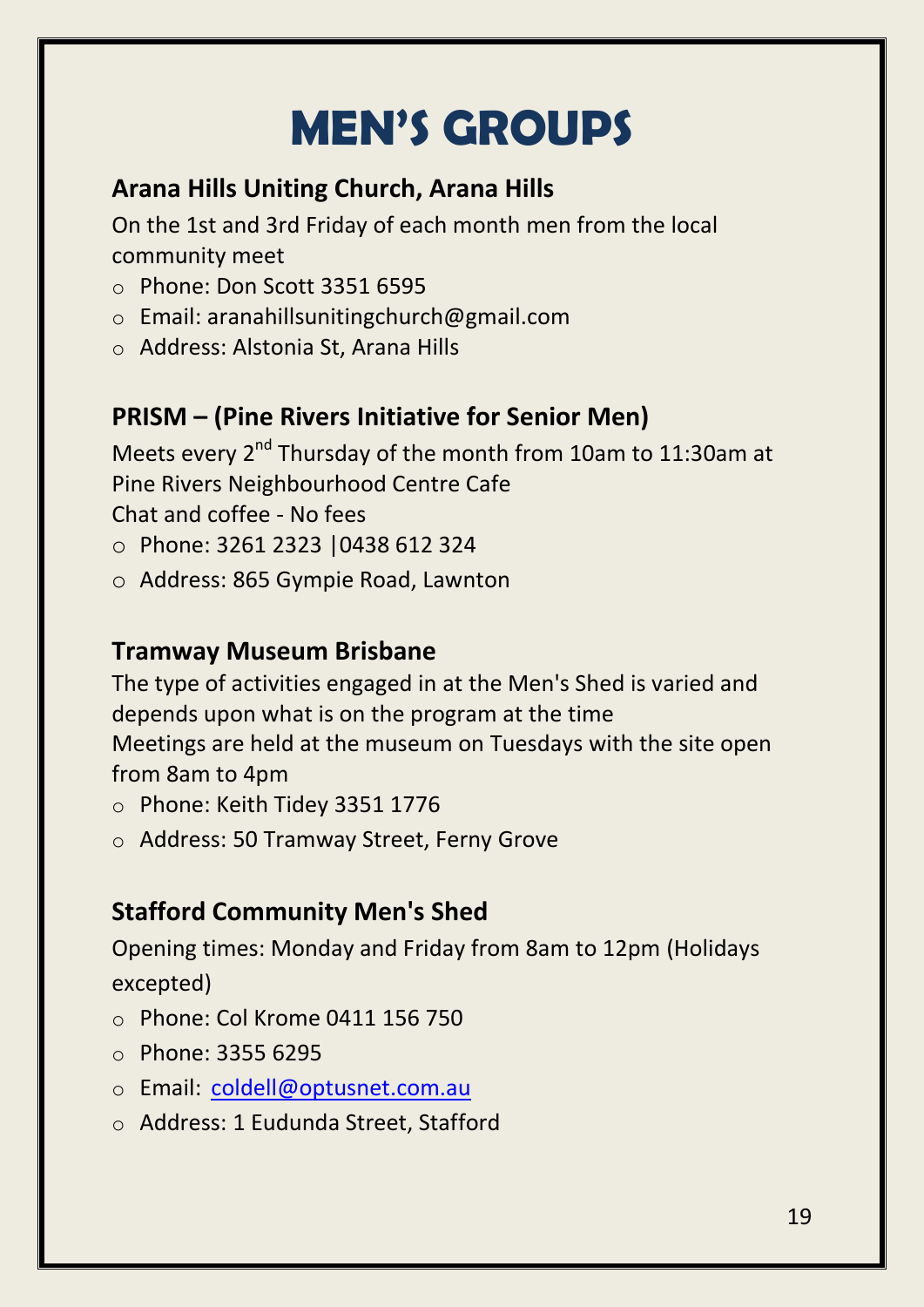# MEN'S GROUPS

## Arana Hills Uniting Church, Arana Hills

On the 1st and 3rd Friday of each month men from the local community meet

- Phone: Don Scott 3351 6595
- Email: aranahillsunitingchurch@gmail.com
- Address: Alstonia St, Arana Hills

## PRISM – (Pine Rivers Initiative for Senior Men)

Meets every 2nd Thursday of the month from 10am to 11:30am at Pine Rivers Neighbourhood Centre Cafe
Chat and coffee - No fees

- Phone: 3261 2323 |0438 612 324
- Address: 865 Gympie Road, Lawnton

## Tramway Museum Brisbane

The type of activities engaged in at the Men's Shed is varied and depends upon what is on the program at the time
Meetings are held at the museum on Tuesdays with the site open from 8am to 4pm

- Phone: Keith Tidey 3351 1776
- Address: 50 Tramway Street, Ferny Grove

## Stafford Community Men's Shed

Opening times: Monday and Friday from 8am to 12pm (Holidays excepted)

- Phone: Col Krome 0411 156 750
- Phone: 3355 6295
- Email: coldell@optusnet.com.au
- Address: 1 Eudunda Street, Stafford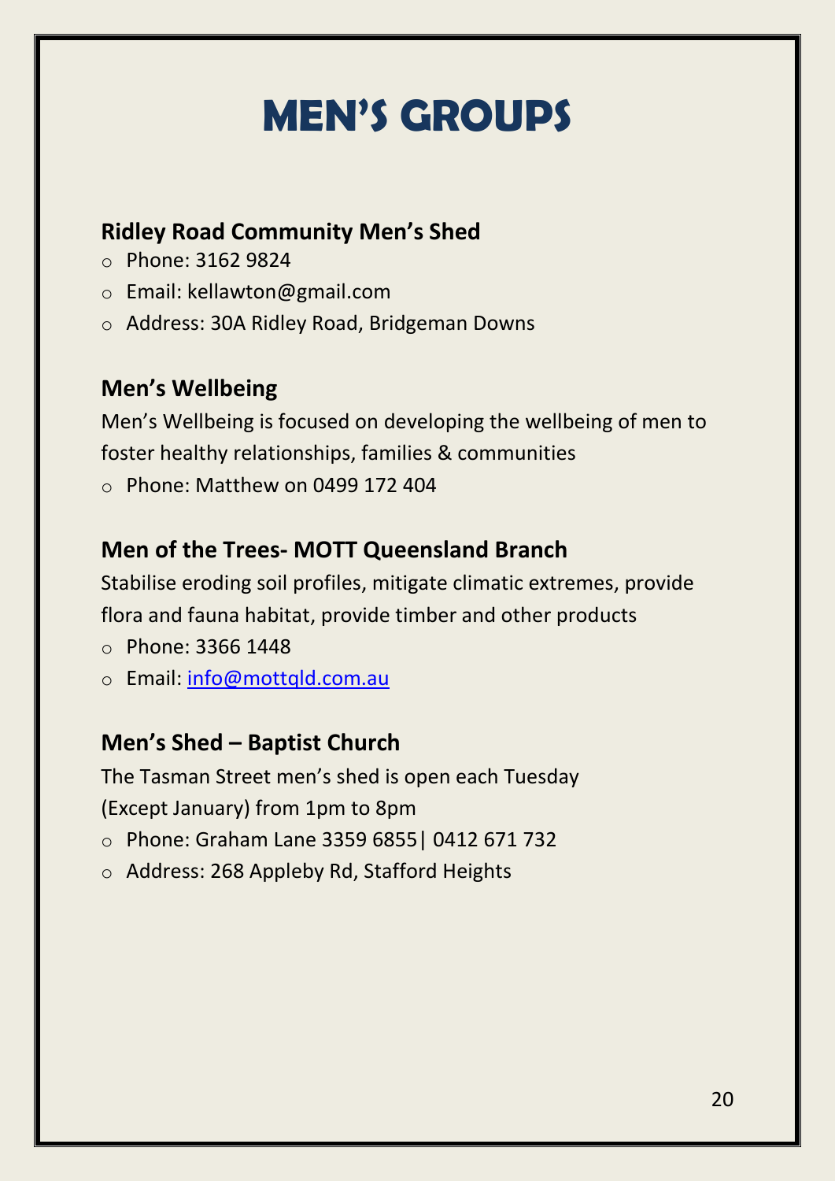# MEN'S GROUPS

## Ridley Road Community Men's Shed

- Phone: 3162 9824
- Email: kellawton@gmail.com
- Address: 30A Ridley Road, Bridgeman Downs

## Men's Wellbeing

Men's Wellbeing is focused on developing the wellbeing of men to foster healthy relationships, families & communities

- Phone: Matthew on 0499 172 404

## Men of the Trees- MOTT Queensland Branch

Stabilise eroding soil profiles, mitigate climatic extremes, provide flora and fauna habitat, provide timber and other products

- Phone: 3366 1448
- Email: info@mottqld.com.au

## Men's Shed – Baptist Church

The Tasman Street men's shed is open each Tuesday (Except January) from 1pm to 8pm

- Phone: Graham Lane 3359 6855| 0412 671 732
- Address: 268 Appleby Rd, Stafford Heights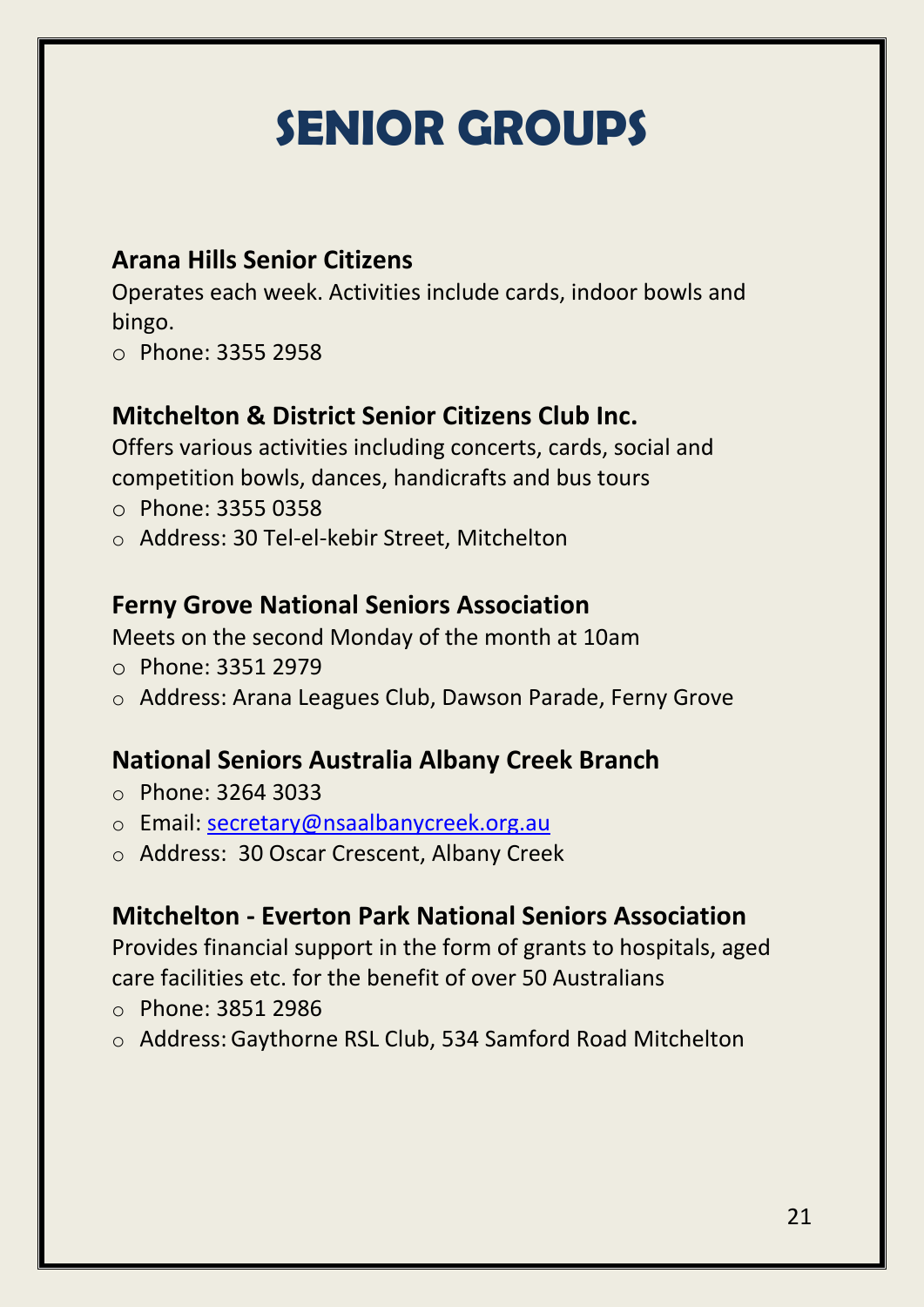# SENIOR GROUPS

### Arana Hills Senior Citizens

Operates each week. Activities include cards, indoor bowls and bingo.

- Phone: 3355 2958

### Mitchelton & District Senior Citizens Club Inc.

Offers various activities including concerts, cards, social and competition bowls, dances, handicrafts and bus tours

- Phone: 3355 0358
- Address: 30 Tel-el-kebir Street, Mitchelton

### Ferny Grove National Seniors Association

Meets on the second Monday of the month at 10am

- Phone: 3351 2979
- Address: Arana Leagues Club, Dawson Parade, Ferny Grove

### National Seniors Australia Albany Creek Branch

- Phone: 3264 3033
- Email: secretary@nsaalbanycreek.org.au
- Address: 30 Oscar Crescent, Albany Creek

### Mitchelton - Everton Park National Seniors Association

Provides financial support in the form of grants to hospitals, aged care facilities etc. for the benefit of over 50 Australians

- Phone: 3851 2986
- Address: Gaythorne RSL Club, 534 Samford Road Mitchelton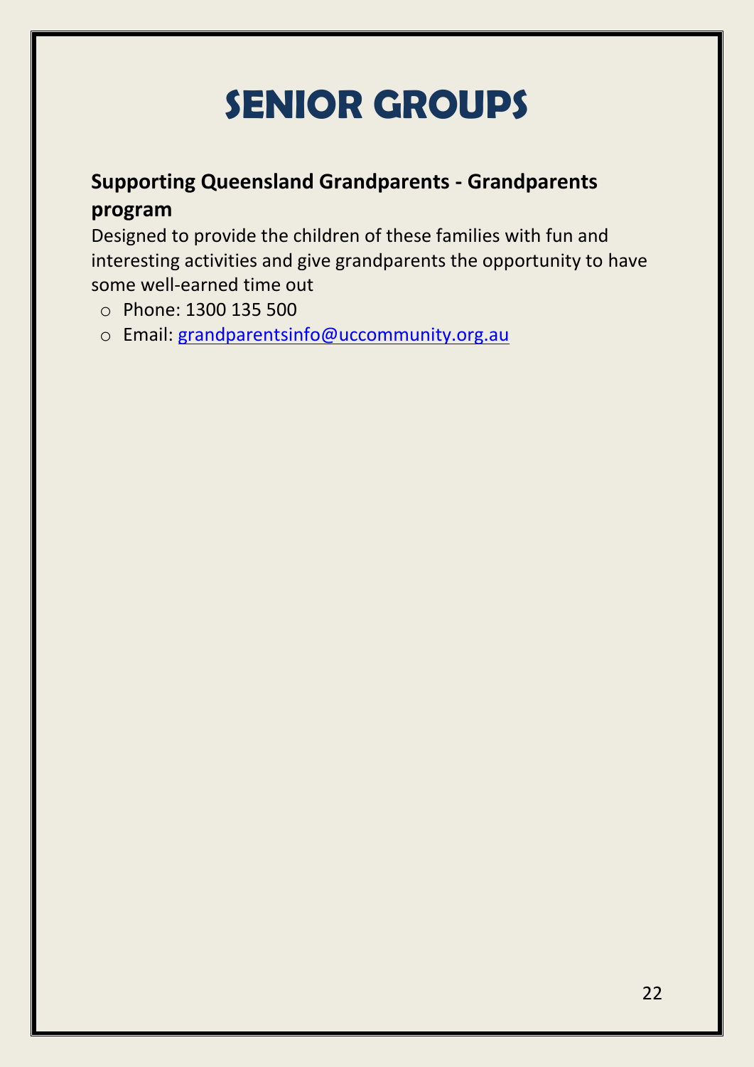# SENIOR GROUPS

## Supporting Queensland Grandparents - Grandparents program

Designed to provide the children of these families with fun and interesting activities and give grandparents the opportunity to have some well-earned time out

- Phone: 1300 135 500
- Email: grandparentsinfo@uccommunity.org.au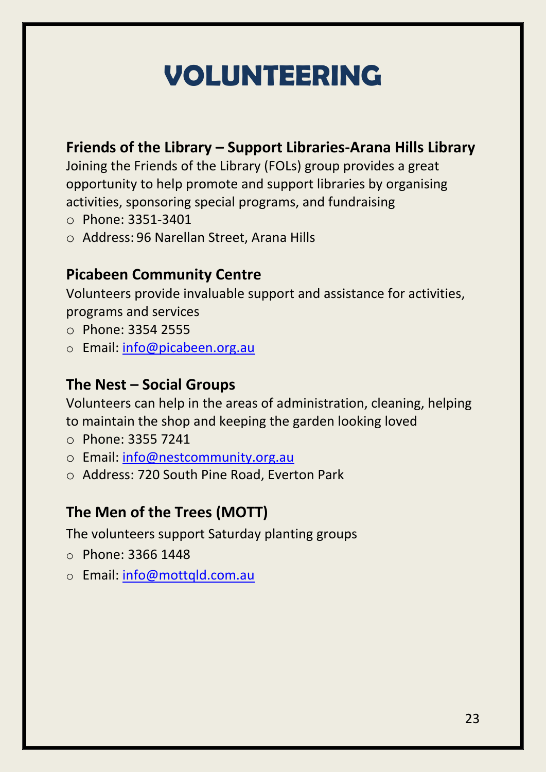# VOLUNTEERING

## Friends of the Library – Support Libraries-Arana Hills Library

Joining the Friends of the Library (FOLs) group provides a great opportunity to help promote and support libraries by organising activities, sponsoring special programs, and fundraising

- Phone: 3351-3401
- Address: 96 Narellan Street, Arana Hills

## Picabeen Community Centre

Volunteers provide invaluable support and assistance for activities, programs and services

- Phone: 3354 2555
- Email: info@picabeen.org.au

## The Nest – Social Groups

Volunteers can help in the areas of administration, cleaning, helping to maintain the shop and keeping the garden looking loved

- Phone: 3355 7241
- Email: info@nestcommunity.org.au
- Address: 720 South Pine Road, Everton Park

## The Men of the Trees (MOTT)

The volunteers support Saturday planting groups

- Phone: 3366 1448
- Email: info@mottqld.com.au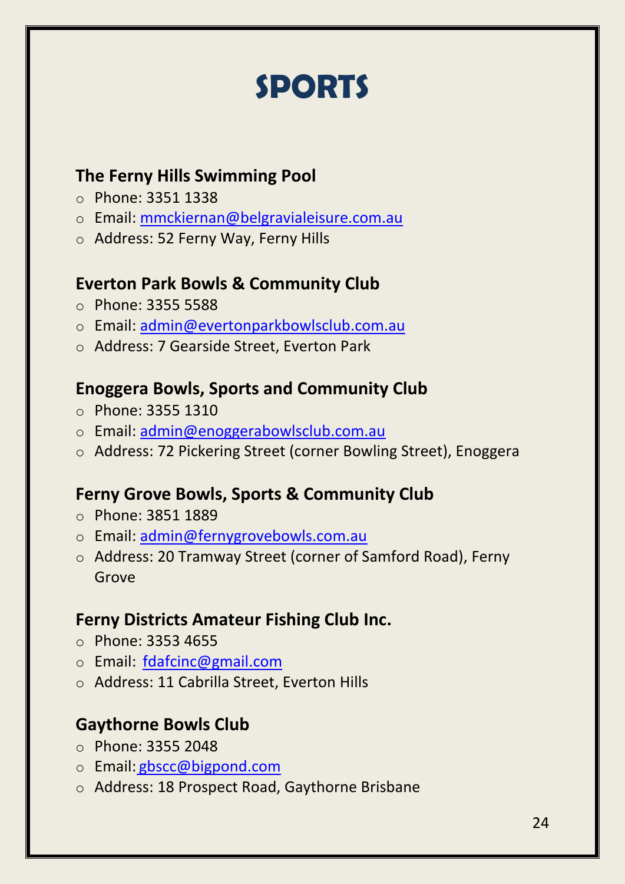# SPORTS

### The Ferny Hills Swimming Pool

- Phone: 3351 1338
- Email: mmckiernan@belgravialeisure.com.au
- Address: 52 Ferny Way, Ferny Hills

### Everton Park Bowls & Community Club

- Phone: 3355 5588
- Email: admin@evertonparkbowlsclub.com.au
- Address: 7 Gearside Street, Everton Park

### Enoggera Bowls, Sports and Community Club

- Phone: 3355 1310
- Email: admin@enoggerabowlsclub.com.au
- Address: 72 Pickering Street (corner Bowling Street), Enoggera

### Ferny Grove Bowls, Sports & Community Club

- Phone: 3851 1889
- Email: admin@fernygrovebowls.com.au
- Address: 20 Tramway Street (corner of Samford Road), Ferny Grove

### Ferny Districts Amateur Fishing Club Inc.

- Phone: 3353 4655
- Email: fdafcinc@gmail.com
- Address: 11 Cabrilla Street, Everton Hills

### Gaythorne Bowls Club

- Phone: 3355 2048
- Email: gbscc@bigpond.com
- Address: 18 Prospect Road, Gaythorne Brisbane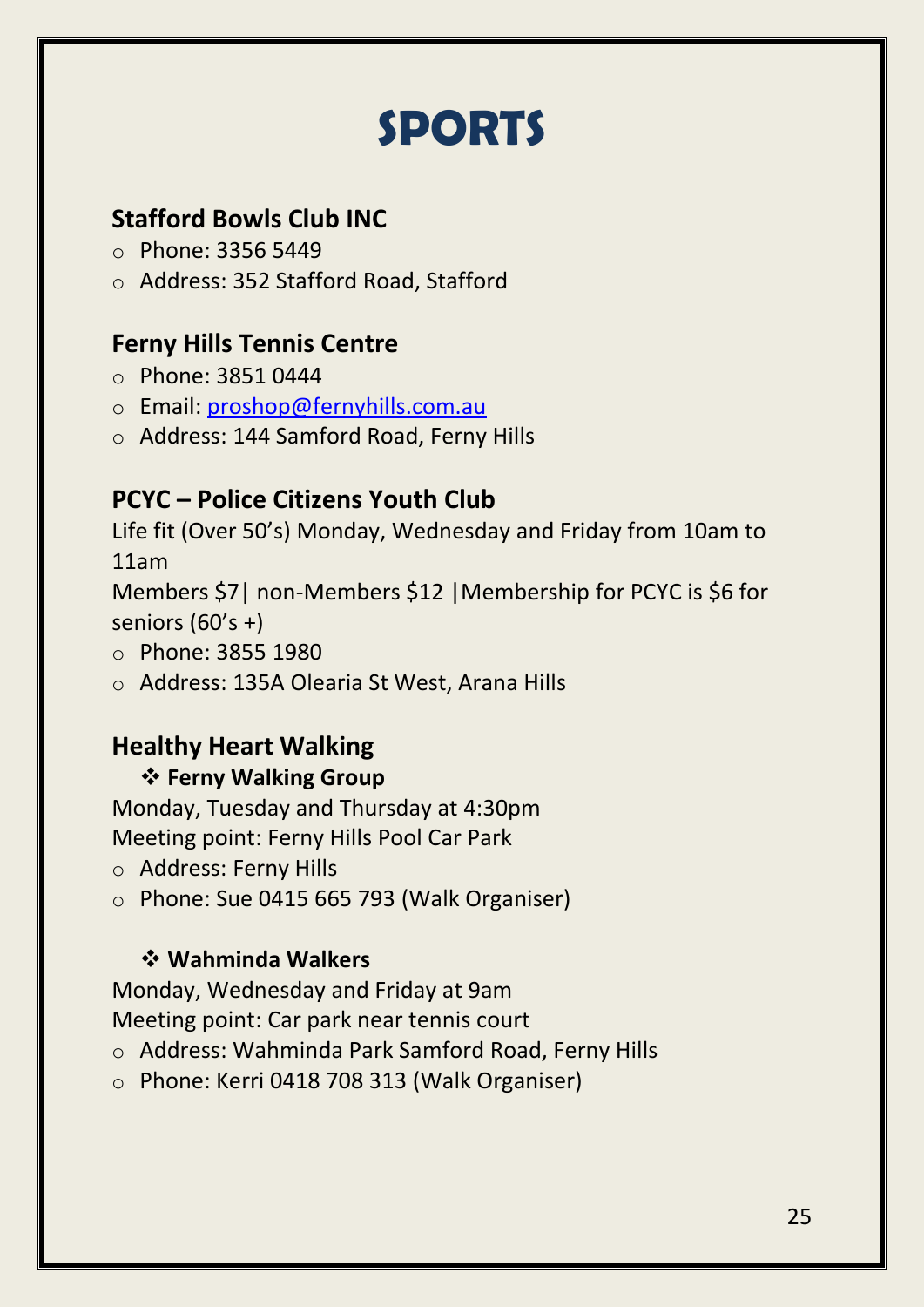# SPORTS

## Stafford Bowls Club INC

- Phone: 3356 5449
- Address: 352 Stafford Road, Stafford

## Ferny Hills Tennis Centre

- Phone: 3851 0444
- Email: proshop@fernyhills.com.au
- Address: 144 Samford Road, Ferny Hills

## PCYC – Police Citizens Youth Club

Life fit (Over 50's) Monday, Wednesday and Friday from 10am to 11am

Members $7| non-Members $12 |Membership for PCYC is $6 for seniors (60's +)

- Phone: 3855 1980
- Address: 135A Olearia St West, Arana Hills

## Healthy Heart Walking

### ❖ Ferny Walking Group

Monday, Tuesday and Thursday at 4:30pm

Meeting point: Ferny Hills Pool Car Park

- Address: Ferny Hills
- Phone: Sue 0415 665 793 (Walk Organiser)

### ❖ Wahminda Walkers

Monday, Wednesday and Friday at 9am

Meeting point: Car park near tennis court

- Address: Wahminda Park Samford Road, Ferny Hills
- Phone: Kerri 0418 708 313 (Walk Organiser)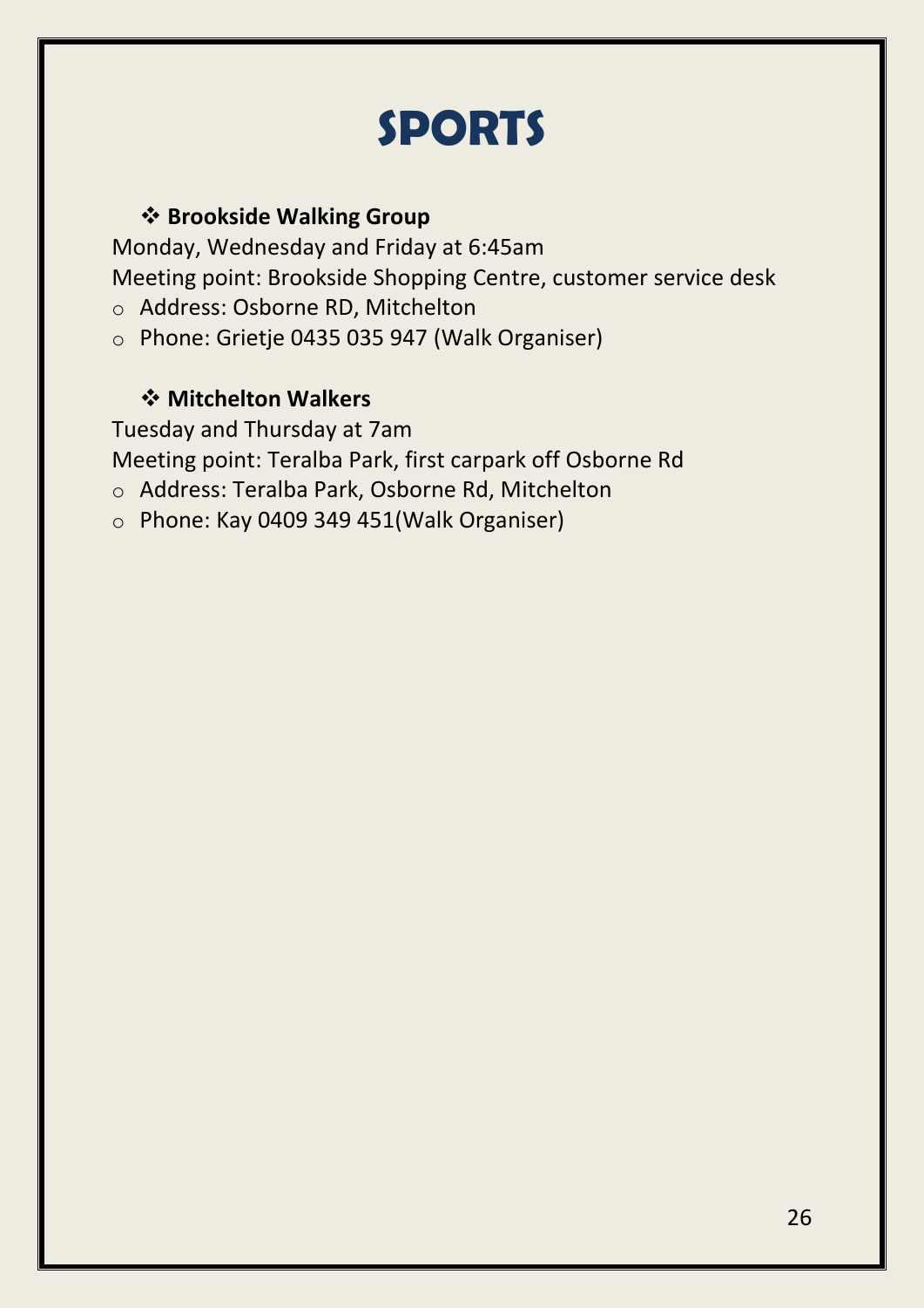# SPORTS

- ❖ **Brookside Walking Group**

Monday, Wednesday and Friday at 6:45am

Meeting point: Brookside Shopping Centre, customer service desk

- Address: Osborne RD, Mitchelton
- Phone: Grietje 0435 035 947 (Walk Organiser)

- ❖ **Mitchelton Walkers**

Tuesday and Thursday at 7am

Meeting point: Teralba Park, first carpark off Osborne Rd

- Address: Teralba Park, Osborne Rd, Mitchelton
- Phone: Kay 0409 349 451(Walk Organiser)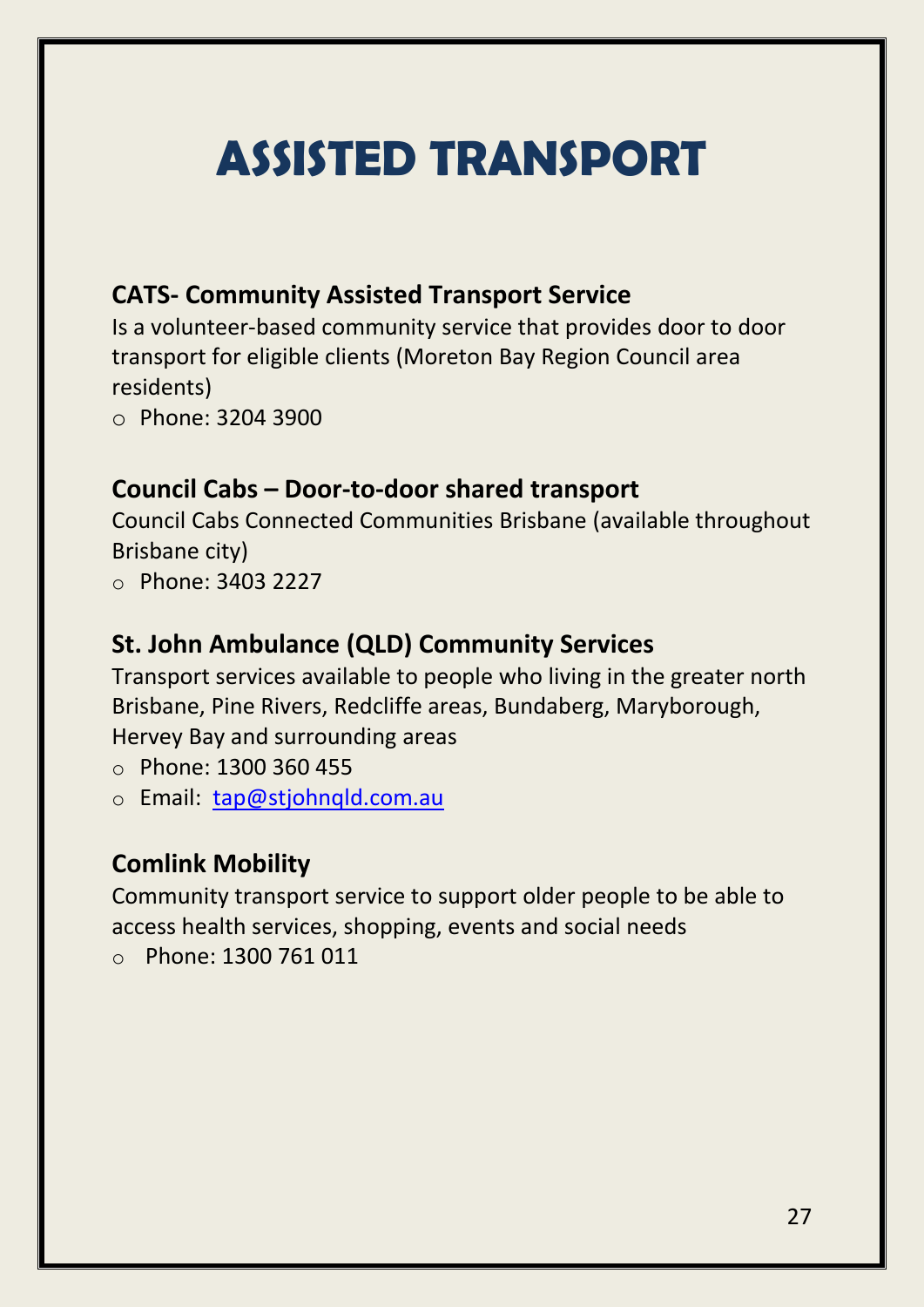# ASSISTED TRANSPORT

## CATS- Community Assisted Transport Service

Is a volunteer-based community service that provides door to door transport for eligible clients (Moreton Bay Region Council area residents)

- Phone: 3204 3900

## Council Cabs – Door-to-door shared transport

Council Cabs Connected Communities Brisbane (available throughout Brisbane city)

- Phone: 3403 2227

## St. John Ambulance (QLD) Community Services

Transport services available to people who living in the greater north Brisbane, Pine Rivers, Redcliffe areas, Bundaberg, Maryborough, Hervey Bay and surrounding areas

- Phone: 1300 360 455
- Email: [tap@stjohnqld.com.au](mailto:tap@stjohnqld.com.au)

## Comlink Mobility

Community transport service to support older people to be able to access health services, shopping, events and social needs

- Phone: 1300 761 011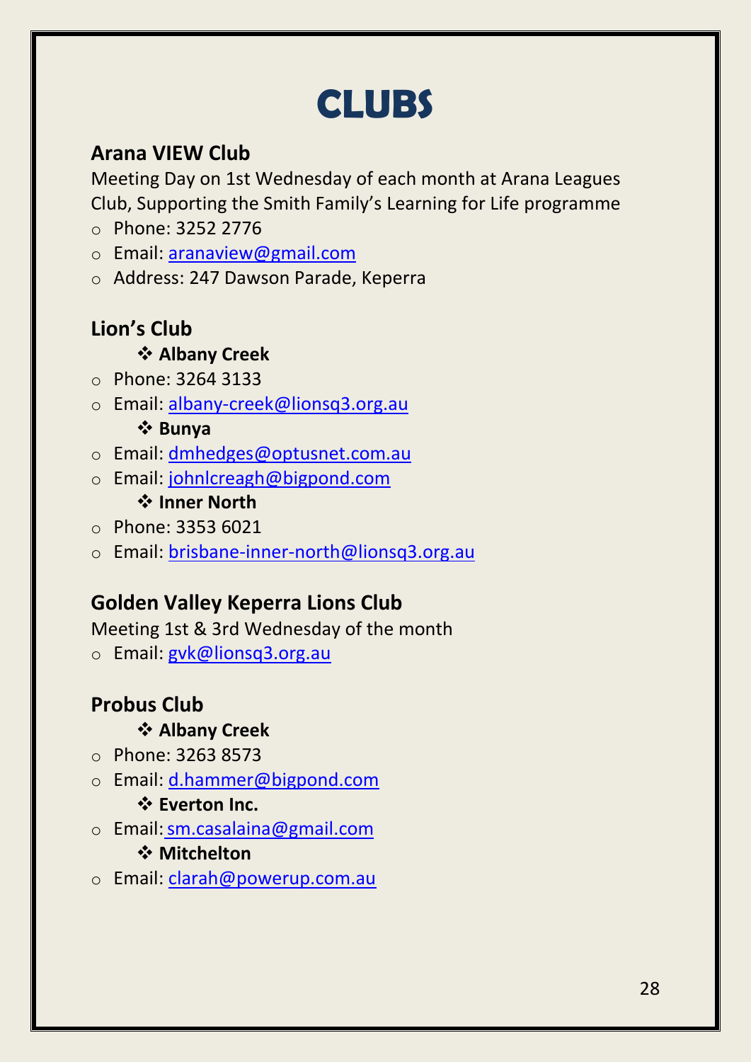# CLUBS

## Arana VIEW Club

Meeting Day on 1st Wednesday of each month at Arana Leagues Club, Supporting the Smith Family's Learning for Life programme

- Phone: 3252 2776
- Email: aranaview@gmail.com
- Address: 247 Dawson Parade, Keperra

## Lion's Club

- **Albany Creek**
  - Phone: 3264 3133
  - Email: albany-creek@lionsq3.org.au
- **Bunya**
  - Email: dmhedges@optusnet.com.au
  - Email: johnlcreagh@bigpond.com
- **Inner North**
  - Phone: 3353 6021
  - Email: brisbane-inner-north@lionsq3.org.au

## Golden Valley Keperra Lions Club

Meeting 1st & 3rd Wednesday of the month

- Email: gvk@lionsq3.org.au

## Probus Club

- **Albany Creek**
  - Phone: 3263 8573
  - Email: d.hammer@bigpond.com
- **Everton Inc.**
  - Email: sm.casalaina@gmail.com
- **Mitchelton**
  - Email: clarah@powerup.com.au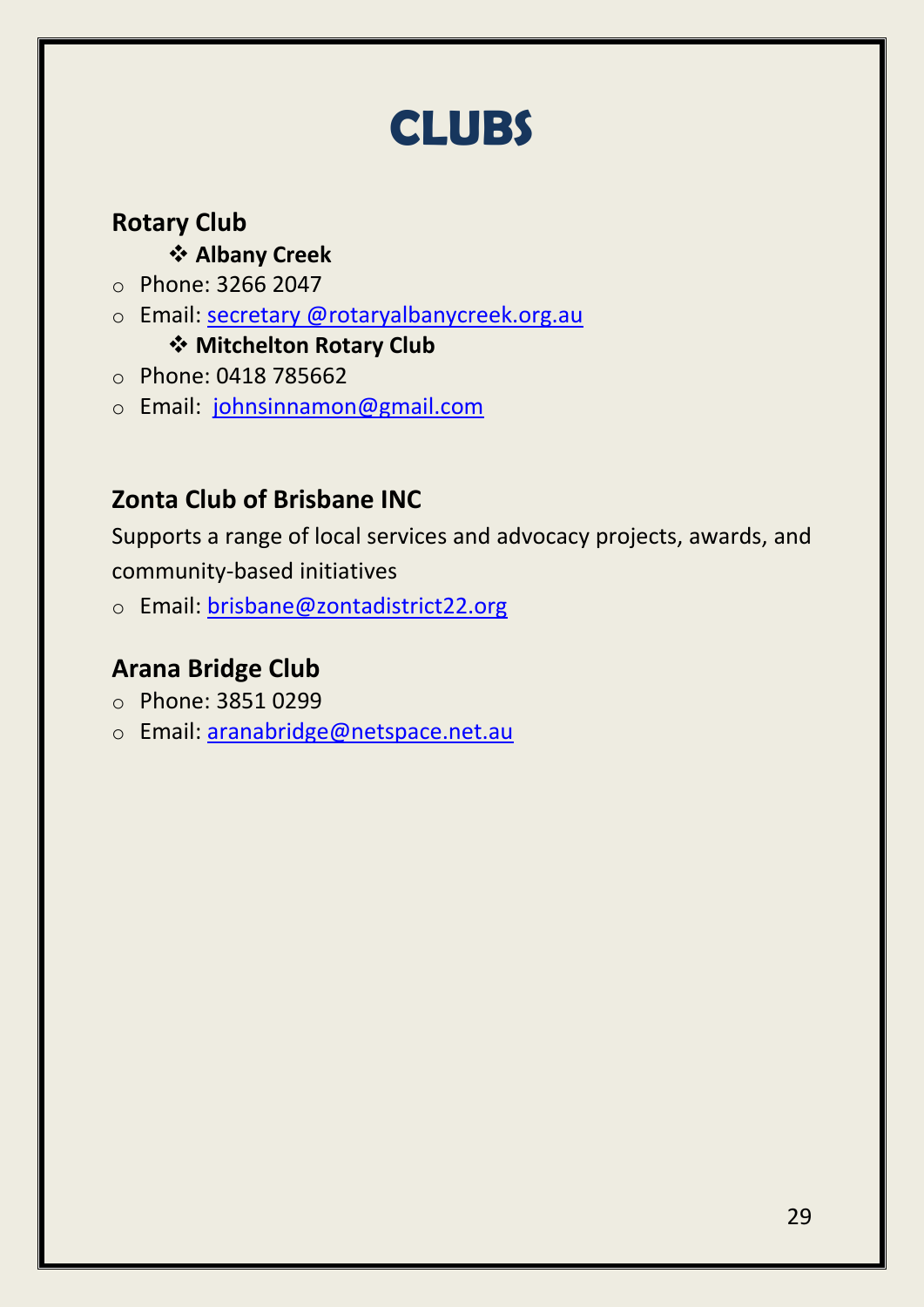# CLUBS

## Rotary Club

- **Albany Creek**
  - Phone: 3266 2047
  - Email: secretary @rotaryalbanycreek.org.au
- **Mitchelton Rotary Club**
  - Phone: 0418 785662
  - Email: johnsinnamon@gmail.com

## Zonta Club of Brisbane INC

Supports a range of local services and advocacy projects, awards, and community-based initiatives

- Email: brisbane@zontadistrict22.org

## Arana Bridge Club

- Phone: 3851 0299
- Email: aranabridge@netspace.net.au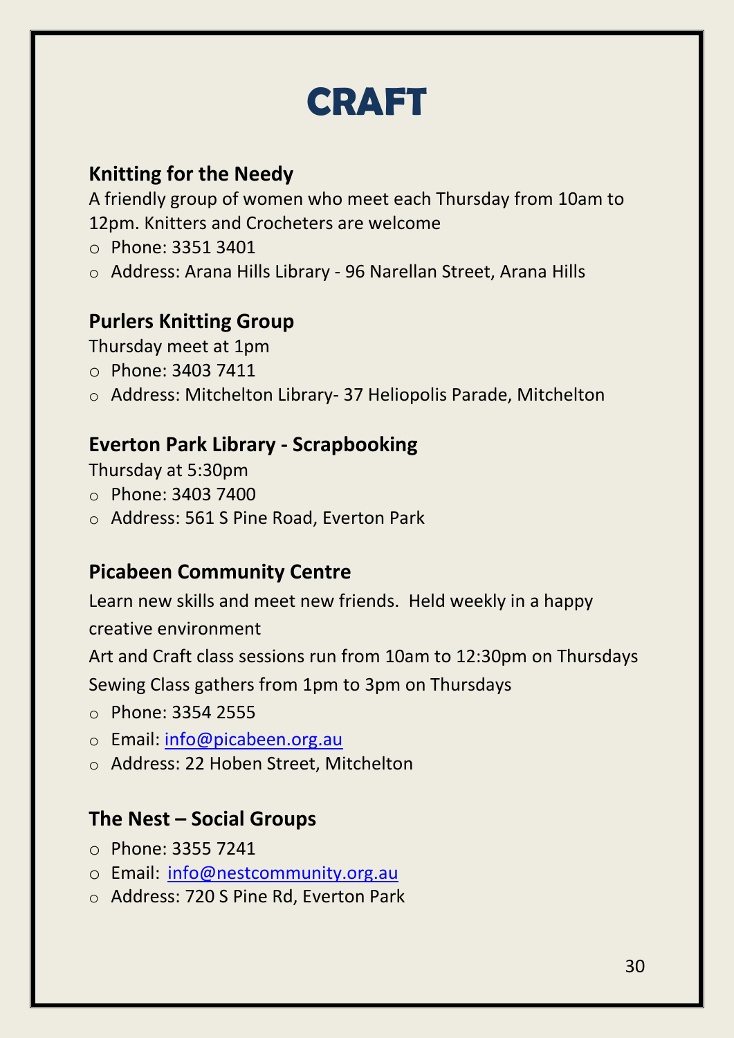# CRAFT

## Knitting for the Needy

A friendly group of women who meet each Thursday from 10am to 12pm. Knitters and Crocheters are welcome

- Phone: 3351 3401
- Address: Arana Hills Library - 96 Narellan Street, Arana Hills

## Purlers Knitting Group

Thursday meet at 1pm

- Phone: 3403 7411
- Address: Mitchelton Library- 37 Heliopolis Parade, Mitchelton

## Everton Park Library - Scrapbooking

Thursday at 5:30pm

- Phone: 3403 7400
- Address: 561 S Pine Road, Everton Park

## Picabeen Community Centre

Learn new skills and meet new friends. Held weekly in a happy creative environment

Art and Craft class sessions run from 10am to 12:30pm on Thursdays

Sewing Class gathers from 1pm to 3pm on Thursdays

- Phone: 3354 2555
- Email: info@picabeen.org.au
- Address: 22 Hoben Street, Mitchelton

## The Nest – Social Groups

- Phone: 3355 7241
- Email: info@nestcommunity.org.au
- Address: 720 S Pine Rd, Everton Park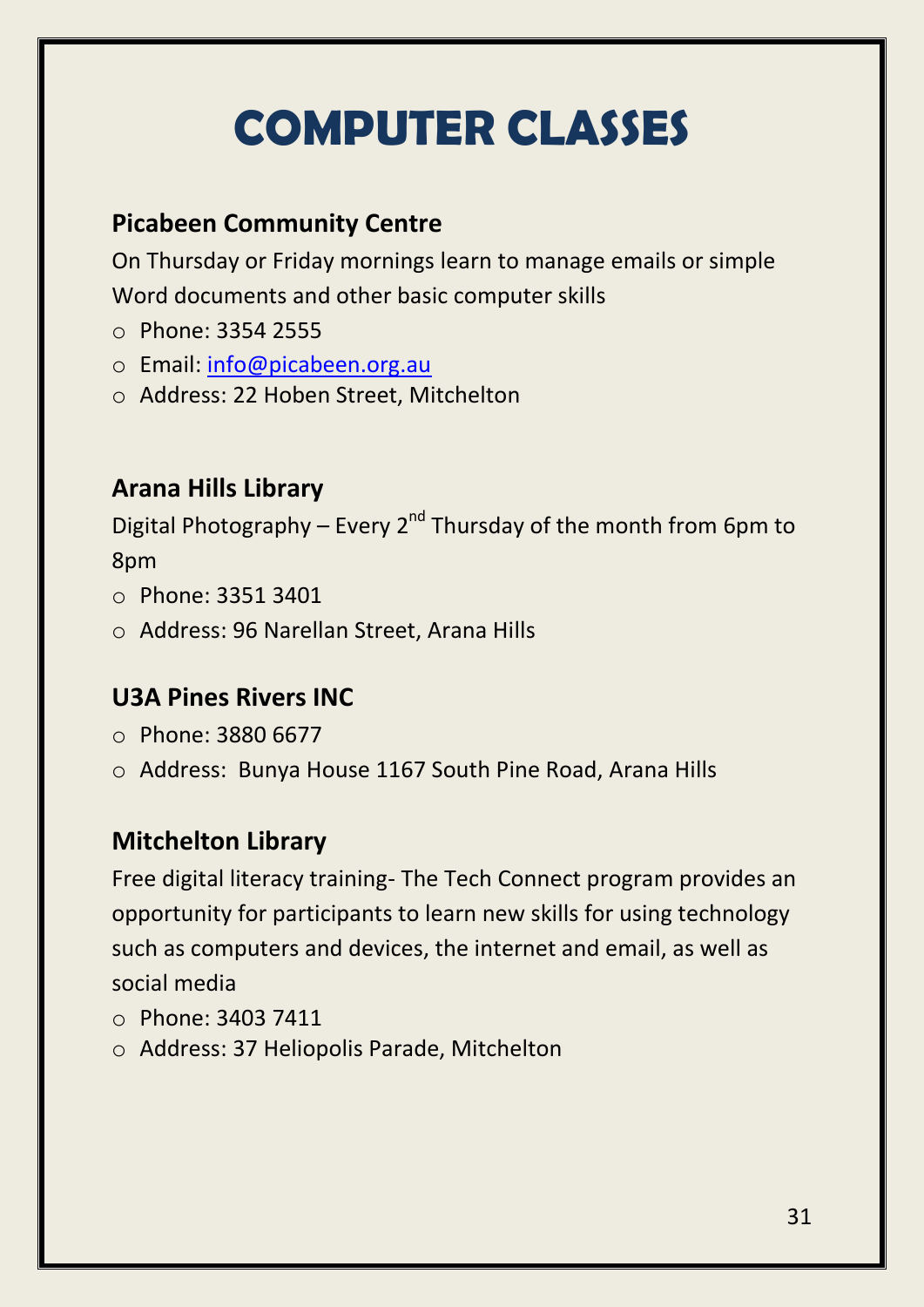# COMPUTER CLASSES

## Picabeen Community Centre

On Thursday or Friday mornings learn to manage emails or simple Word documents and other basic computer skills

- Phone: 3354 2555
- Email: info@picabeen.org.au
- Address: 22 Hoben Street, Mitchelton

## Arana Hills Library

Digital Photography – Every 2nd Thursday of the month from 6pm to 8pm

- Phone: 3351 3401
- Address: 96 Narellan Street, Arana Hills

## U3A Pines Rivers INC

- Phone: 3880 6677
- Address: Bunya House 1167 South Pine Road, Arana Hills

## Mitchelton Library

Free digital literacy training- The Tech Connect program provides an opportunity for participants to learn new skills for using technology such as computers and devices, the internet and email, as well as social media

- Phone: 3403 7411
- Address: 37 Heliopolis Parade, Mitchelton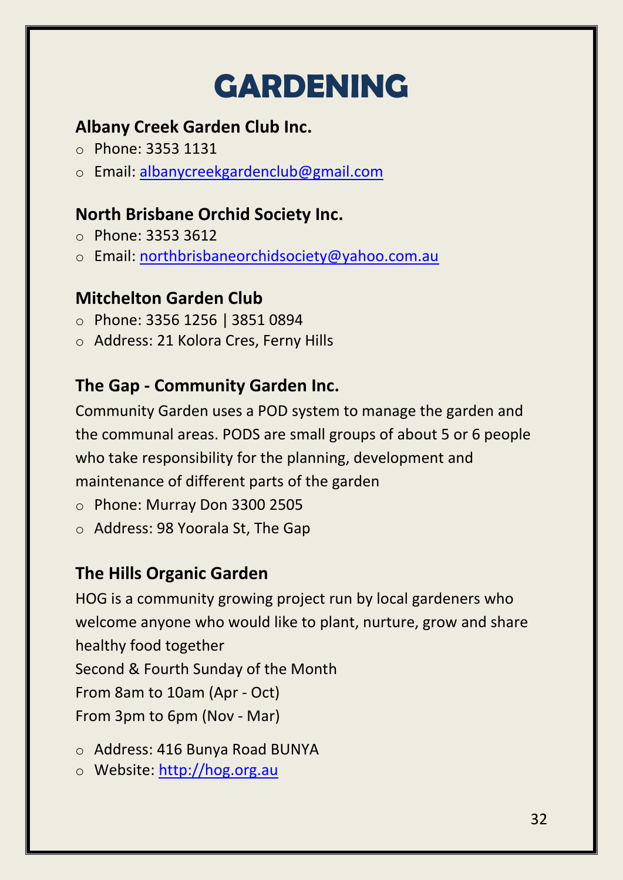# GARDENING

## Albany Creek Garden Club Inc.

- Phone: 3353 1131
- Email: albanycreekgardenclub@gmail.com

## North Brisbane Orchid Society Inc.

- Phone: 3353 3612
- Email: northbrisbaneorchidsociety@yahoo.com.au

## Mitchelton Garden Club

- Phone: 3356 1256 | 3851 0894
- Address: 21 Kolora Cres, Ferny Hills

## The Gap - Community Garden Inc.

Community Garden uses a POD system to manage the garden and the communal areas. PODS are small groups of about 5 or 6 people who take responsibility for the planning, development and maintenance of different parts of the garden

- Phone: Murray Don 3300 2505
- Address: 98 Yoorala St, The Gap

## The Hills Organic Garden

HOG is a community growing project run by local gardeners who welcome anyone who would like to plant, nurture, grow and share healthy food together
Second & Fourth Sunday of the Month
From 8am to 10am (Apr - Oct)
From 3pm to 6pm (Nov - Mar)

- Address: 416 Bunya Road BUNYA
- Website: http://hog.org.au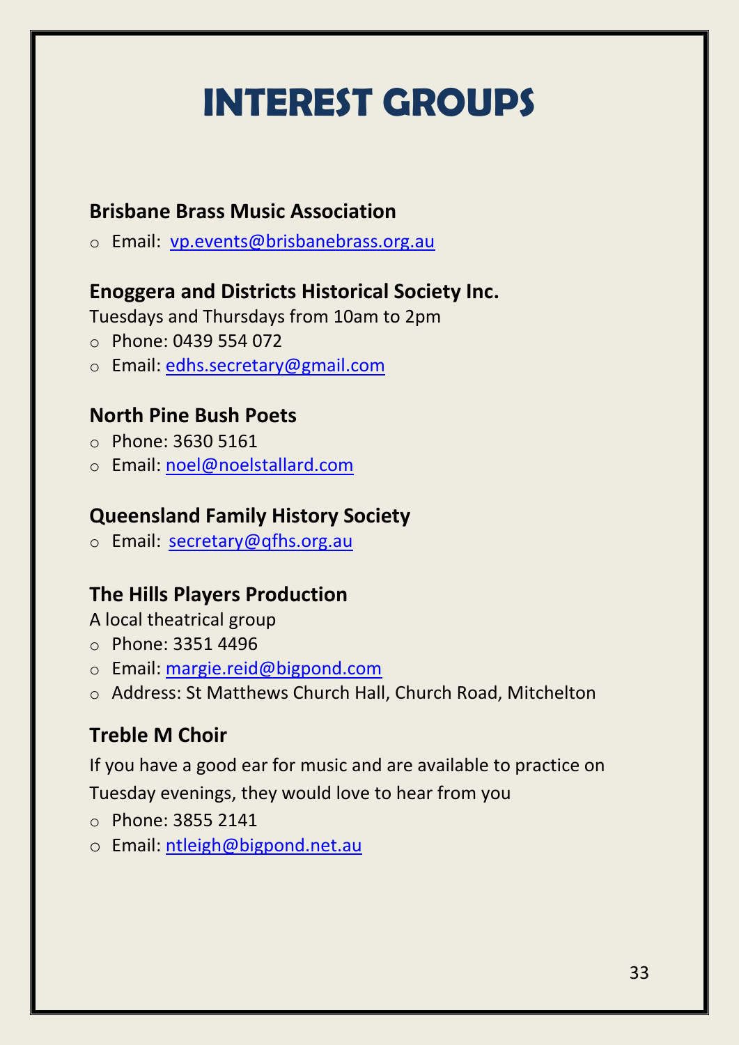# INTEREST GROUPS

## Brisbane Brass Music Association

- Email: vp.events@brisbanebrass.org.au

## Enoggera and Districts Historical Society Inc.

Tuesdays and Thursdays from 10am to 2pm

- Phone: 0439 554 072
- Email: edhs.secretary@gmail.com

## North Pine Bush Poets

- Phone: 3630 5161
- Email: noel@noelstallard.com

## Queensland Family History Society

- Email: secretary@qfhs.org.au

## The Hills Players Production

A local theatrical group

- Phone: 3351 4496
- Email: margie.reid@bigpond.com
- Address: St Matthews Church Hall, Church Road, Mitchelton

## Treble M Choir

If you have a good ear for music and are available to practice on Tuesday evenings, they would love to hear from you

- Phone: 3855 2141
- Email: ntleigh@bigpond.net.au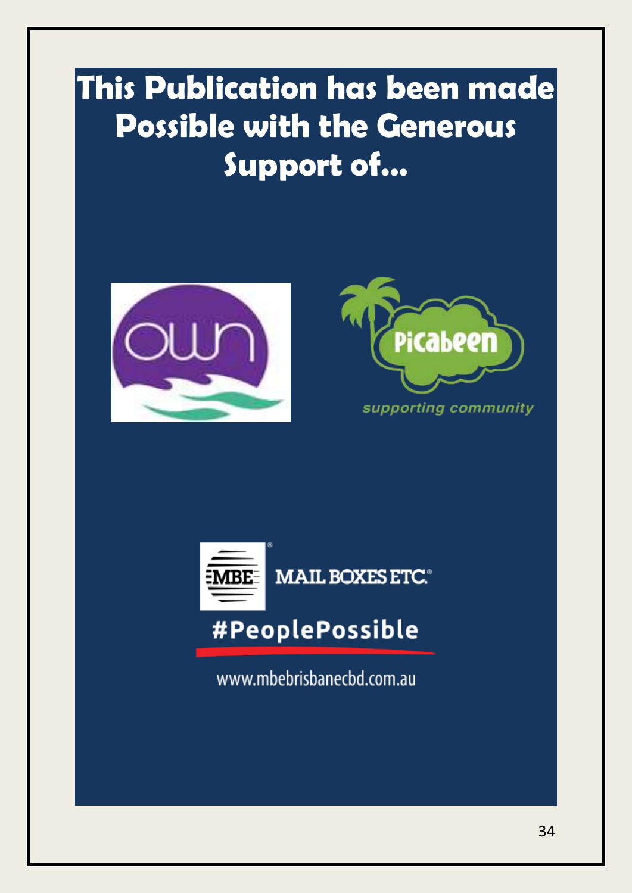# This Publication has been made Possible with the Generous Support of...

own

Picabeen

*supporting community*

MBE MAIL BOXES ETC.®

#PeoplePossible

www.mbebrisbanecbd.com.au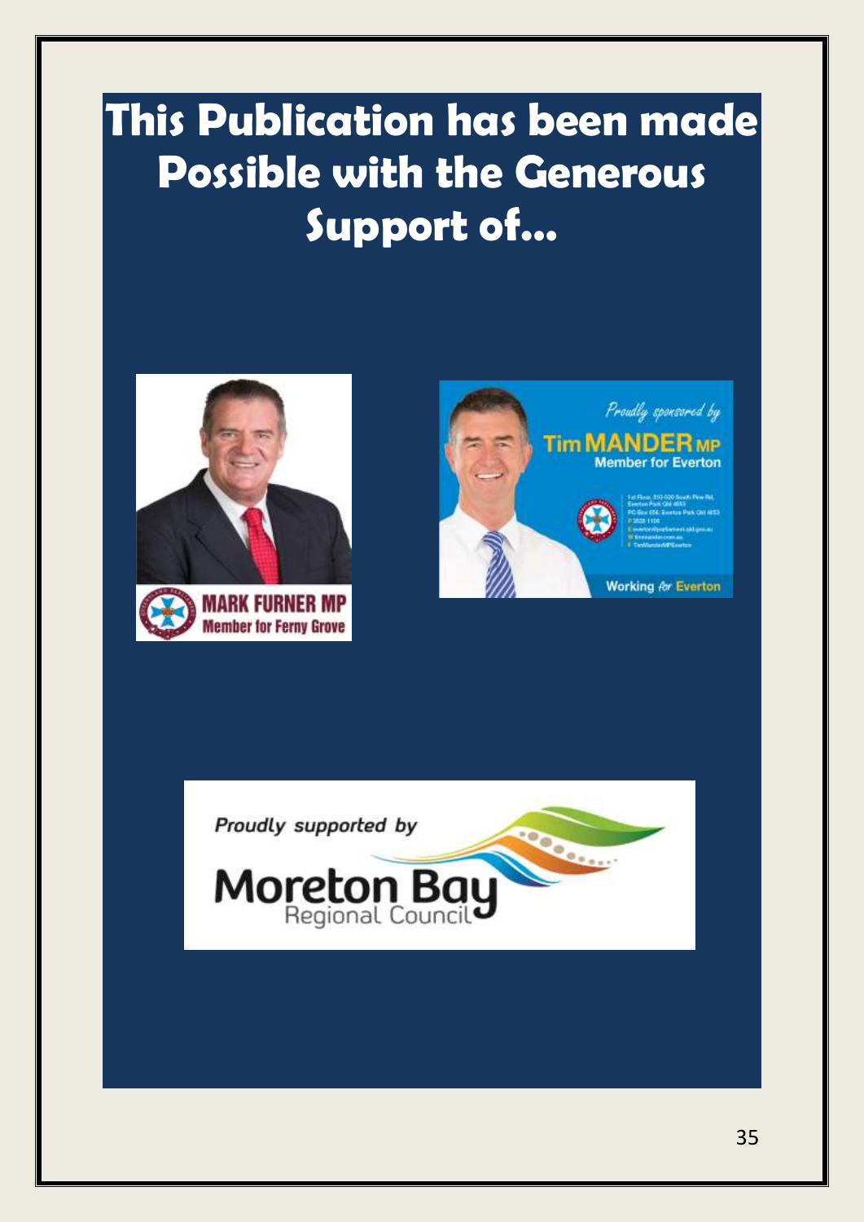# This Publication has been made Possible with the Generous Support of...

**MARK FURNER MP**
**Member for Ferny Grove**

*Proudly sponsored by*
**Tim MANDER MP**
**Member for Everton**

Working *for* Everton

*Proudly supported by*
**Moreton Bay** Regional Council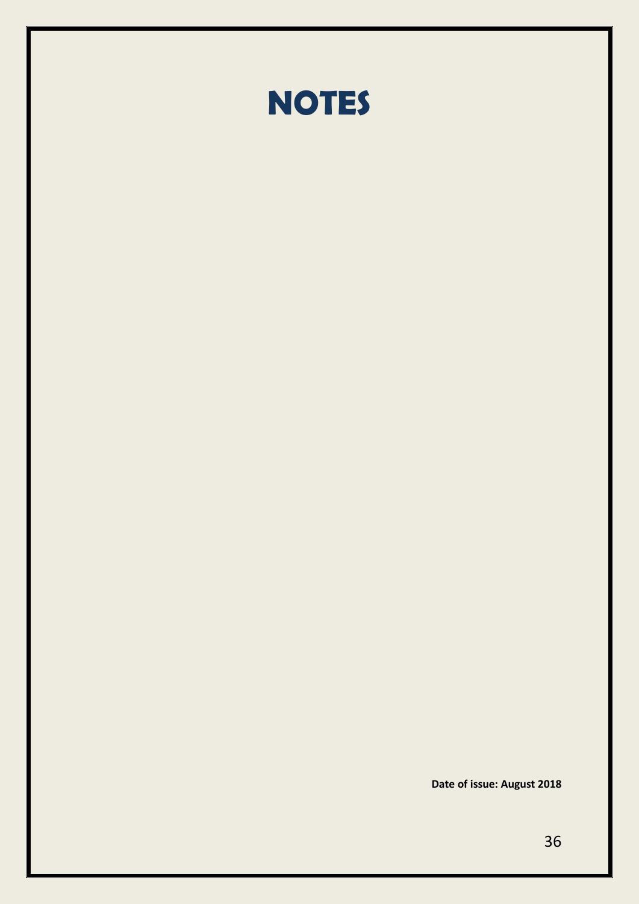# NOTES

**Date of issue: August 2018**